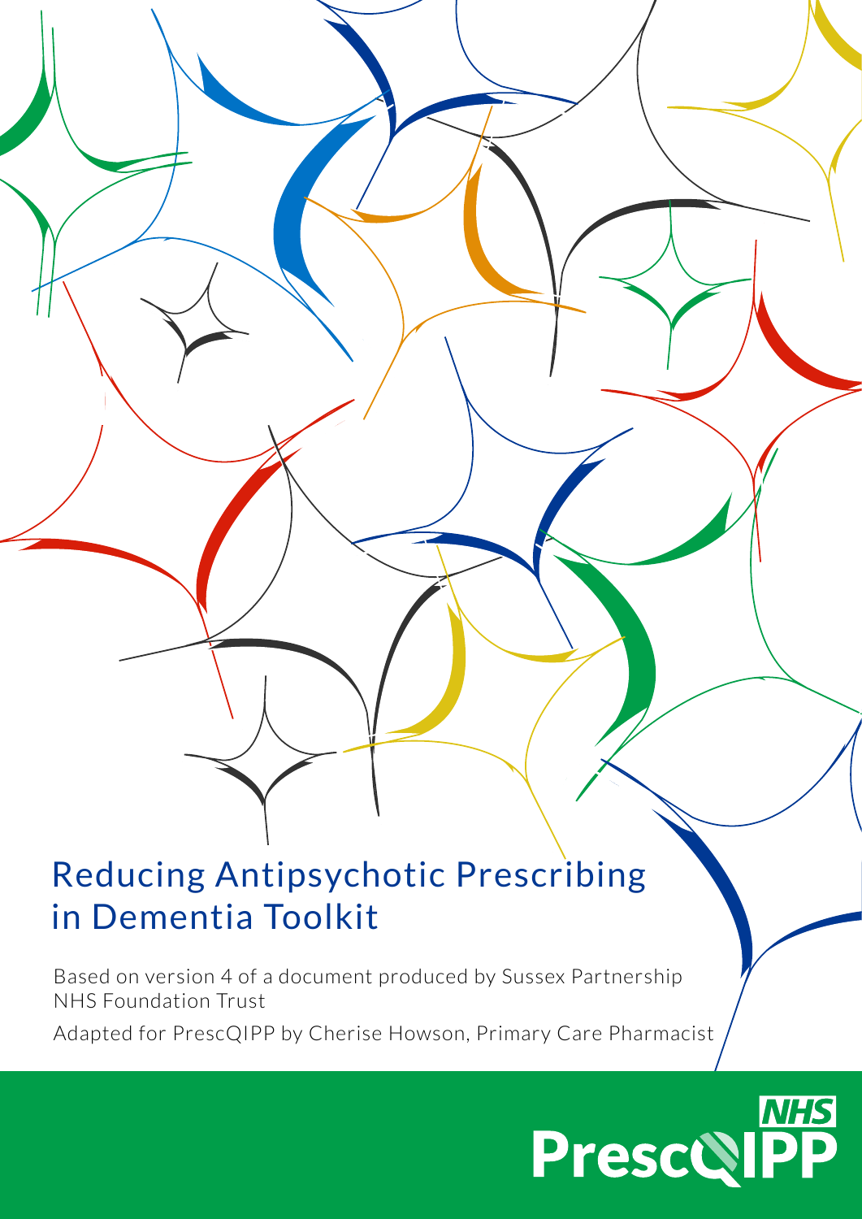# Reducing Antipsychotic Prescribing in Dementia Toolkit

Based on version 4 of a document produced by Sussex Partnership NHS Foundation Trust

Adapted for PrescQIPP by Cherise Howson, Primary Care Pharmacist

NHS PrescQIPP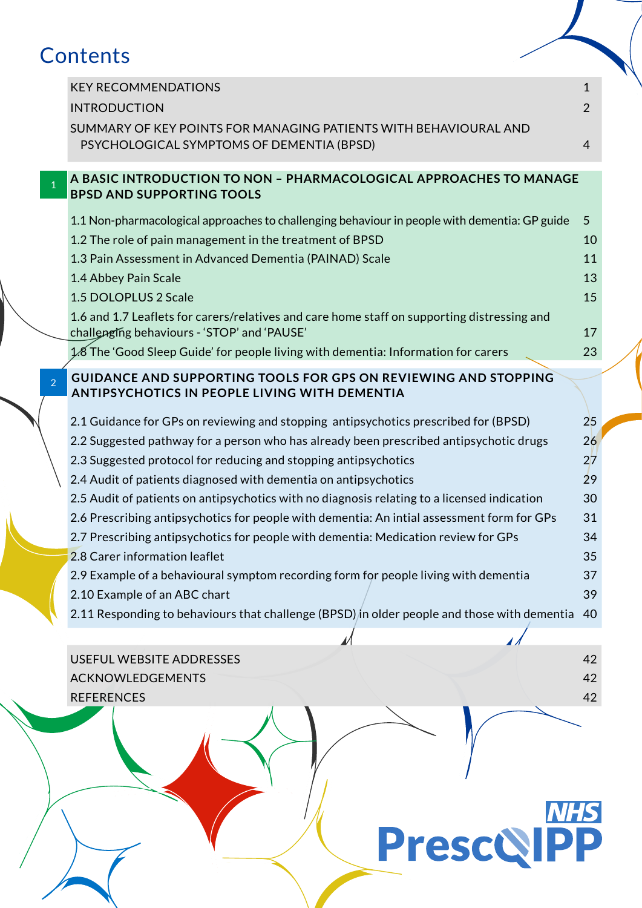# Contents

| | |
|---|---|
| KEY RECOMMENDATIONS | 1 |
| INTRODUCTION | 2 |
| SUMMARY OF KEY POINTS FOR MANAGING PATIENTS WITH BEHAVIOURAL AND PSYCHOLOGICAL SYMPTOMS OF DEMENTIA (BPSD) | 4 |

## 1 A BASIC INTRODUCTION TO NON – PHARMACOLOGICAL APPROACHES TO MANAGE BPSD AND SUPPORTING TOOLS

| | |
|---|---|
| 1.1 Non-pharmacological approaches to challenging behaviour in people with dementia: GP guide | 5 |
| 1.2 The role of pain management in the treatment of BPSD | 10 |
| 1.3 Pain Assessment in Advanced Dementia (PAINAD) Scale | 11 |
| 1.4 Abbey Pain Scale | 13 |
| 1.5 DOLOPLUS 2 Scale | 15 |
| 1.6 and 1.7 Leaflets for carers/relatives and care home staff on supporting distressing and challenging behaviours - 'STOP' and 'PAUSE' | 17 |
| 1.8 The 'Good Sleep Guide' for people living with dementia: Information for carers | 23 |

## 2 GUIDANCE AND SUPPORTING TOOLS FOR GPS ON REVIEWING AND STOPPING ANTIPSYCHOTICS IN PEOPLE LIVING WITH DEMENTIA

| | |
|---|---|
| 2.1 Guidance for GPs on reviewing and stopping antipsychotics prescribed for (BPSD) | 25 |
| 2.2 Suggested pathway for a person who has already been prescribed antipsychotic drugs | 26 |
| 2.3 Suggested protocol for reducing and stopping antipsychotics | 27 |
| 2.4 Audit of patients diagnosed with dementia on antipsychotics | 29 |
| 2.5 Audit of patients on antipsychotics with no diagnosis relating to a licensed indication | 30 |
| 2.6 Prescribing antipsychotics for people with dementia: An intial assessment form for GPs | 31 |
| 2.7 Prescribing antipsychotics for people with dementia: Medication review for GPs | 34 |
| 2.8 Carer information leaflet | 35 |
| 2.9 Example of a behavioural symptom recording form for people living with dementia | 37 |
| 2.10 Example of an ABC chart | 39 |
| 2.11 Responding to behaviours that challenge (BPSD) in older people and those with dementia | 40 |

| | |
|---|---|
| USEFUL WEBSITE ADDRESSES | 42 |
| ACKNOWLEDGEMENTS | 42 |
| REFERENCES | 42 |

NHS PrescQIPP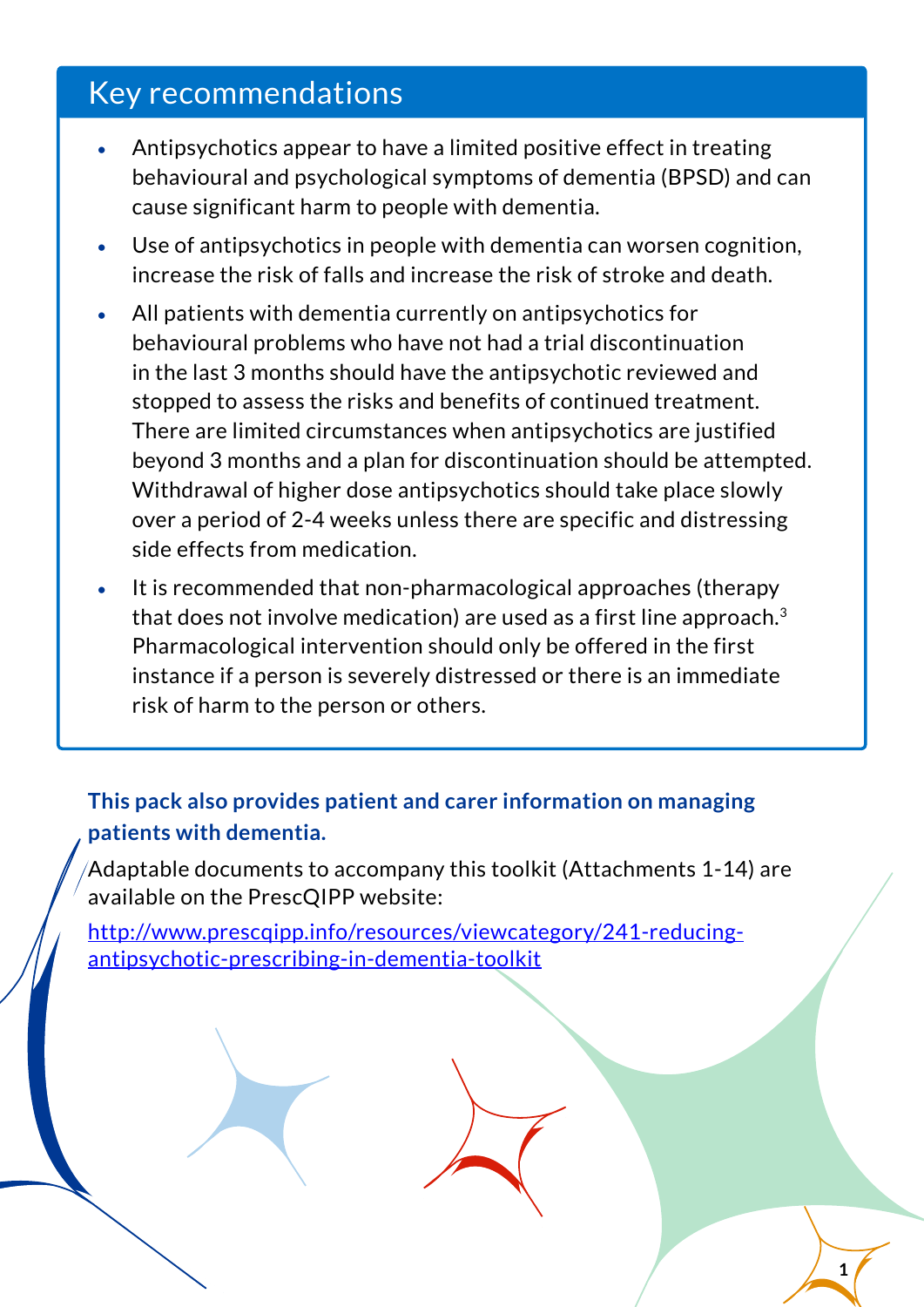## Key recommendations

- Antipsychotics appear to have a limited positive effect in treating behavioural and psychological symptoms of dementia (BPSD) and can cause significant harm to people with dementia.
- Use of antipsychotics in people with dementia can worsen cognition, increase the risk of falls and increase the risk of stroke and death.
- All patients with dementia currently on antipsychotics for behavioural problems who have not had a trial discontinuation in the last 3 months should have the antipsychotic reviewed and stopped to assess the risks and benefits of continued treatment. There are limited circumstances when antipsychotics are justified beyond 3 months and a plan for discontinuation should be attempted. Withdrawal of higher dose antipsychotics should take place slowly over a period of 2-4 weeks unless there are specific and distressing side effects from medication.
- It is recommended that non-pharmacological approaches (therapy that does not involve medication) are used as a first line approach.[3] Pharmacological intervention should only be offered in the first instance if a person is severely distressed or there is an immediate risk of harm to the person or others.

**This pack also provides patient and carer information on managing patients with dementia.**

Adaptable documents to accompany this toolkit (Attachments 1-14) are available on the PrescQIPP website:

http://www.prescqipp.info/resources/viewcategory/241-reducing-antipsychotic-prescribing-in-dementia-toolkit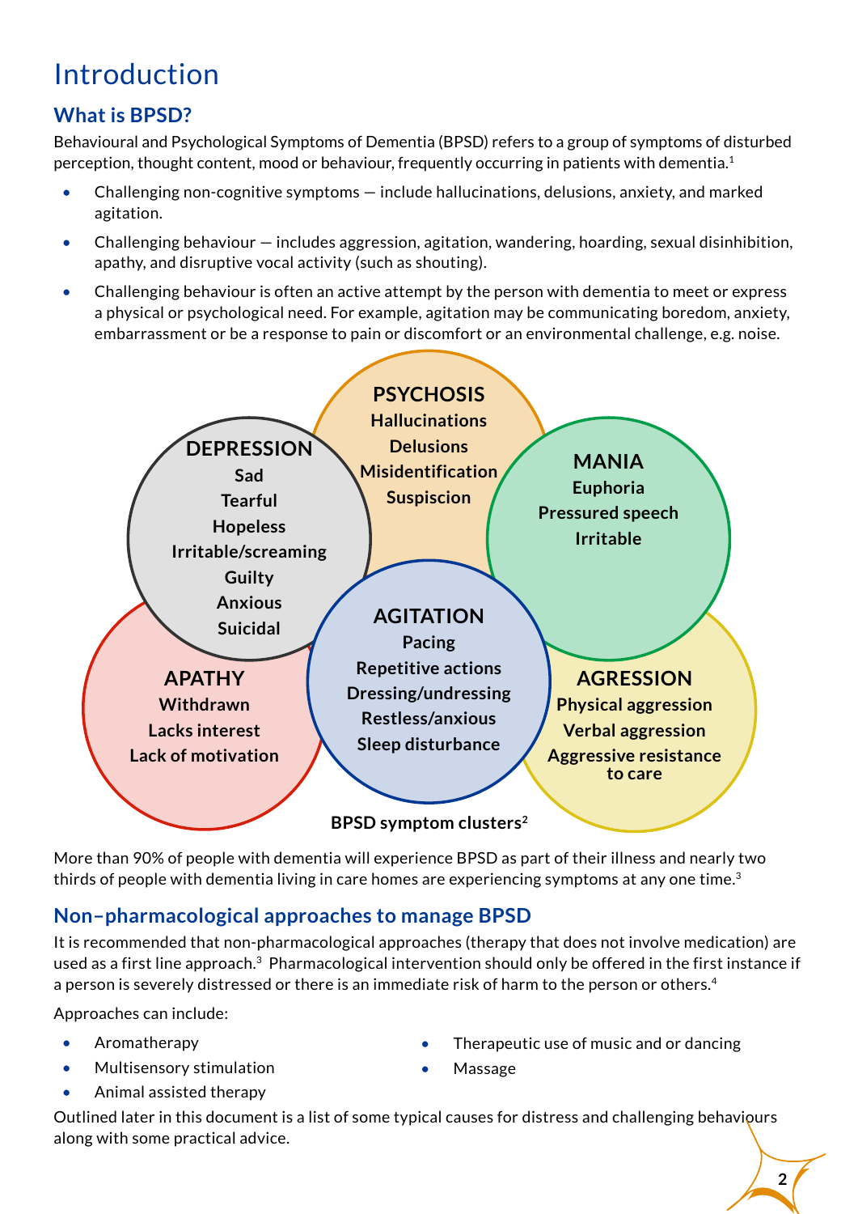# Introduction

## What is BPSD?

Behavioural and Psychological Symptoms of Dementia (BPSD) refers to a group of symptoms of disturbed perception, thought content, mood or behaviour, frequently occurring in patients with dementia.[1]

- Challenging non-cognitive symptoms — include hallucinations, delusions, anxiety, and marked agitation.
- Challenging behaviour — includes aggression, agitation, wandering, hoarding, sexual disinhibition, apathy, and disruptive vocal activity (such as shouting).
- Challenging behaviour is often an active attempt by the person with dementia to meet or express a physical or psychological need. For example, agitation may be communicating boredom, anxiety, embarrassment or be a response to pain or discomfort or an environmental challenge, e.g. noise.

**PSYCHOSIS**
Hallucinations
Delusions
Misidentification
Suspicion

**DEPRESSION**
Sad
Tearful
Hopeless
Irritable/screaming
Guilty
Anxious
Suicidal

**MANIA**
Euphoria
Pressured speech
Irritable

**AGITATION**
Pacing
Repetitive actions
Dressing/undressing
Restless/anxious
Sleep disturbance

**APATHY**
Withdrawn
Lacks interest
Lack of motivation

**AGRESSION**
Physical aggression
Verbal aggression
Aggressive resistance to care

**BPSD symptom clusters[2]**

More than 90% of people with dementia will experience BPSD as part of their illness and nearly two thirds of people with dementia living in care homes are experiencing symptoms at any one time.[3]

## Non–pharmacological approaches to manage BPSD

It is recommended that non-pharmacological approaches (therapy that does not involve medication) are used as a first line approach.[3] Pharmacological intervention should only be offered in the first instance if a person is severely distressed or there is an immediate risk of harm to the person or others.[4]

Approaches can include:

- Aromatherapy
- Multisensory stimulation
- Animal assisted therapy
- Therapeutic use of music and or dancing
- Massage

Outlined later in this document is a list of some typical causes for distress and challenging behaviours along with some practical advice.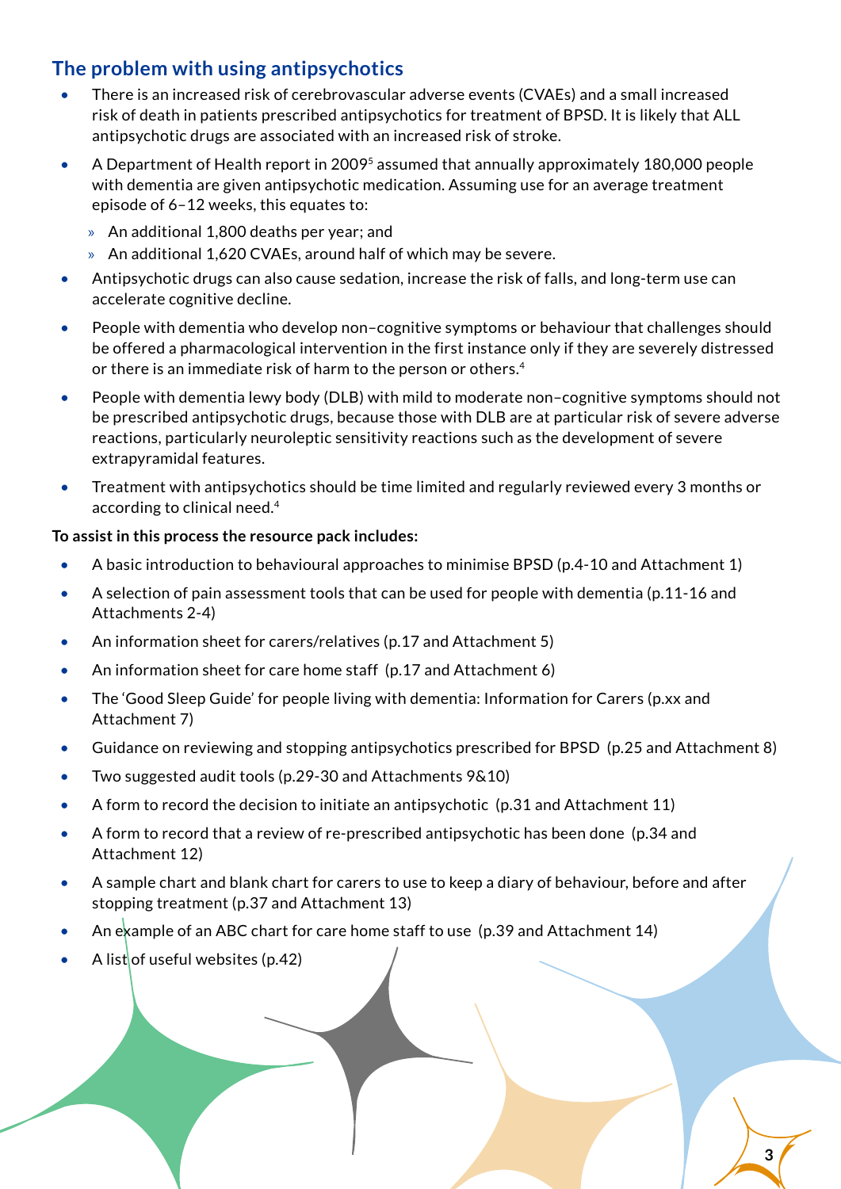## The problem with using antipsychotics

- There is an increased risk of cerebrovascular adverse events (CVAEs) and a small increased risk of death in patients prescribed antipsychotics for treatment of BPSD. It is likely that ALL antipsychotic drugs are associated with an increased risk of stroke.
- A Department of Health report in 2009[5] assumed that annually approximately 180,000 people with dementia are given antipsychotic medication. Assuming use for an average treatment episode of 6–12 weeks, this equates to:
  - An additional 1,800 deaths per year; and
  - An additional 1,620 CVAEs, around half of which may be severe.
- Antipsychotic drugs can also cause sedation, increase the risk of falls, and long-term use can accelerate cognitive decline.
- People with dementia who develop non–cognitive symptoms or behaviour that challenges should be offered a pharmacological intervention in the first instance only if they are severely distressed or there is an immediate risk of harm to the person or others.[4]
- People with dementia lewy body (DLB) with mild to moderate non–cognitive symptoms should not be prescribed antipsychotic drugs, because those with DLB are at particular risk of severe adverse reactions, particularly neuroleptic sensitivity reactions such as the development of severe extrapyramidal features.
- Treatment with antipsychotics should be time limited and regularly reviewed every 3 months or according to clinical need.[4]

**To assist in this process the resource pack includes:**

- A basic introduction to behavioural approaches to minimise BPSD (p.4-10 and Attachment 1)
- A selection of pain assessment tools that can be used for people with dementia (p.11-16 and Attachments 2-4)
- An information sheet for carers/relatives (p.17 and Attachment 5)
- An information sheet for care home staff (p.17 and Attachment 6)
- The 'Good Sleep Guide' for people living with dementia: Information for Carers (p.xx and Attachment 7)
- Guidance on reviewing and stopping antipsychotics prescribed for BPSD (p.25 and Attachment 8)
- Two suggested audit tools (p.29-30 and Attachments 9&10)
- A form to record the decision to initiate an antipsychotic (p.31 and Attachment 11)
- A form to record that a review of re-prescribed antipsychotic has been done (p.34 and Attachment 12)
- A sample chart and blank chart for carers to use to keep a diary of behaviour, before and after stopping treatment (p.37 and Attachment 13)
- An example of an ABC chart for care home staff to use (p.39 and Attachment 14)
- A list of useful websites (p.42)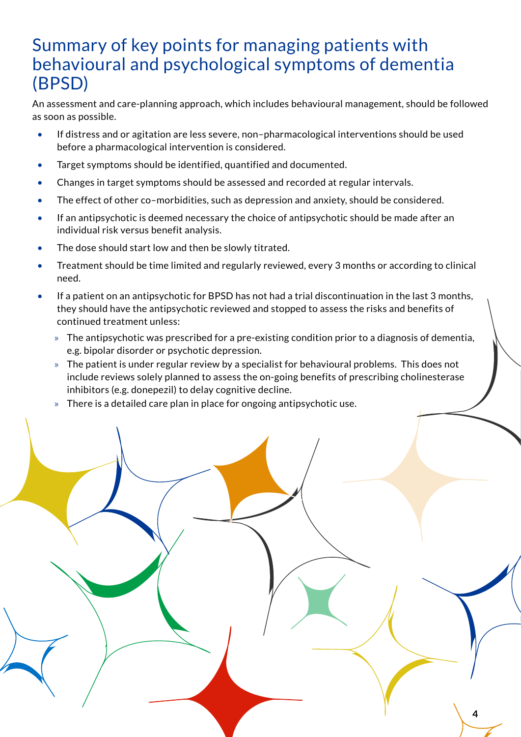# Summary of key points for managing patients with behavioural and psychological symptoms of dementia (BPSD)

An assessment and care-planning approach, which includes behavioural management, should be followed as soon as possible.

- If distress and or agitation are less severe, non–pharmacological interventions should be used before a pharmacological intervention is considered.
- Target symptoms should be identified, quantified and documented.
- Changes in target symptoms should be assessed and recorded at regular intervals.
- The effect of other co–morbidities, such as depression and anxiety, should be considered.
- If an antipsychotic is deemed necessary the choice of antipsychotic should be made after an individual risk versus benefit analysis.
- The dose should start low and then be slowly titrated.
- Treatment should be time limited and regularly reviewed, every 3 months or according to clinical need.
- If a patient on an antipsychotic for BPSD has not had a trial discontinuation in the last 3 months, they should have the antipsychotic reviewed and stopped to assess the risks and benefits of continued treatment unless:
  - The antipsychotic was prescribed for a pre-existing condition prior to a diagnosis of dementia, e.g. bipolar disorder or psychotic depression.
  - The patient is under regular review by a specialist for behavioural problems. This does not include reviews solely planned to assess the on-going benefits of prescribing cholinesterase inhibitors (e.g. donepezil) to delay cognitive decline.
  - There is a detailed care plan in place for ongoing antipsychotic use.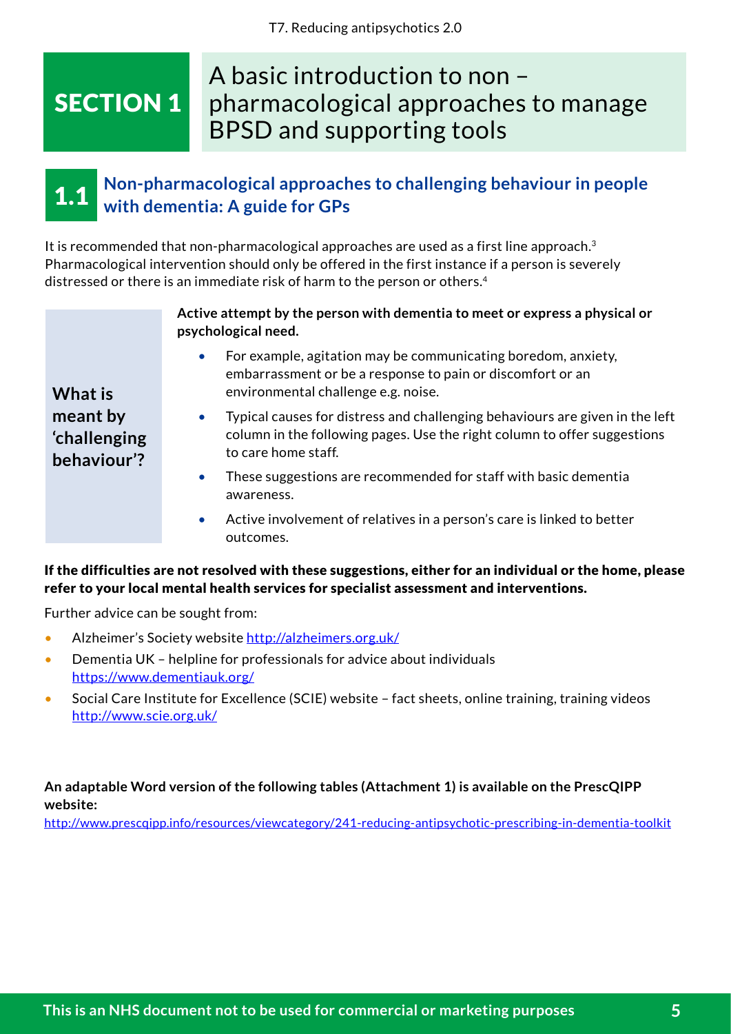# SECTION 1 A basic introduction to non – pharmacological approaches to manage BPSD and supporting tools

## 1.1 Non-pharmacological approaches to challenging behaviour in people with dementia: A guide for GPs

It is recommended that non-pharmacological approaches are used as a first line approach.[3] Pharmacological intervention should only be offered in the first instance if a person is severely distressed or there is an immediate risk of harm to the person or others.[4]

| What is meant by 'challenging behaviour'? | **Active attempt by the person with dementia to meet or express a physical or psychological need.**<br>• For example, agitation may be communicating boredom, anxiety, embarrassment or be a response to pain or discomfort or an environmental challenge e.g. noise.<br>• Typical causes for distress and challenging behaviours are given in the left column in the following pages. Use the right column to offer suggestions to care home staff.<br>• These suggestions are recommended for staff with basic dementia awareness.<br>• Active involvement of relatives in a person's care is linked to better outcomes. |
|---|---|

**If the difficulties are not resolved with these suggestions, either for an individual or the home, please refer to your local mental health services for specialist assessment and interventions.**

Further advice can be sought from:

- Alzheimer's Society website http://alzheimers.org.uk/
- Dementia UK – helpline for professionals for advice about individuals https://www.dementiauk.org/
- Social Care Institute for Excellence (SCIE) website – fact sheets, online training, training videos http://www.scie.org.uk/

**An adaptable Word version of the following tables (Attachment 1) is available on the PrescQIPP website:**
http://www.prescqipp.info/resources/viewcategory/241-reducing-antipsychotic-prescribing-in-dementia-toolkit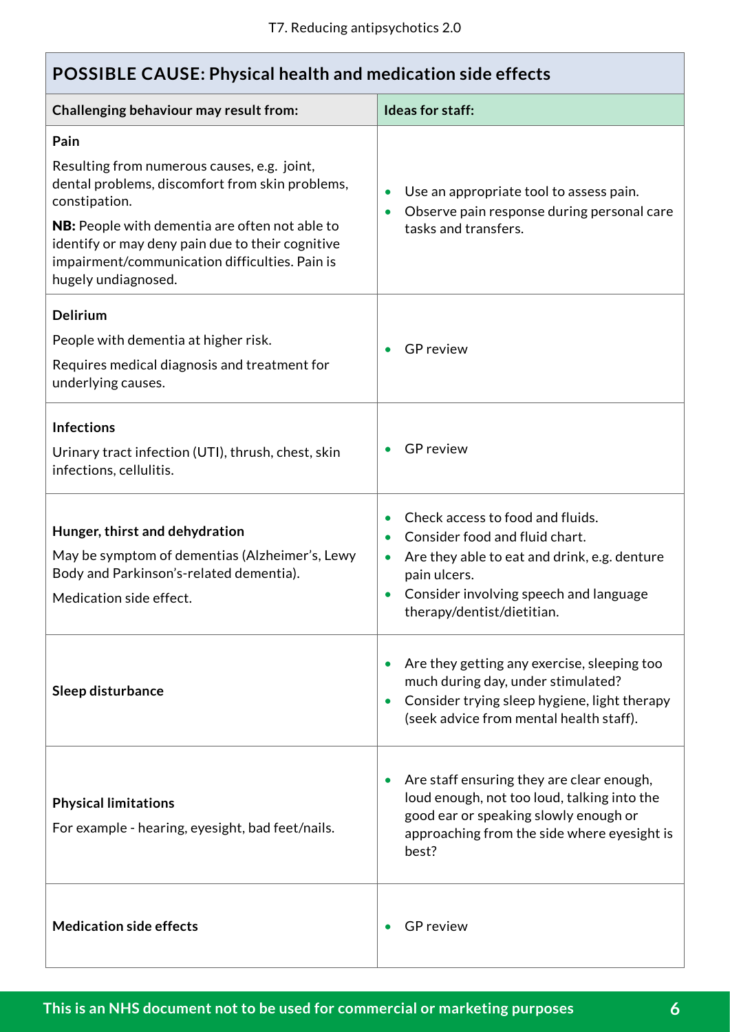## POSSIBLE CAUSE: Physical health and medication side effects

| Challenging behaviour may result from: | Ideas for staff: |
|---|---|
| **Pain**<br><br>Resulting from numerous causes, e.g. joint, dental problems, discomfort from skin problems, constipation.<br><br>**NB:** People with dementia are often not able to identify or may deny pain due to their cognitive impairment/communication difficulties. Pain is hugely undiagnosed. | • Use an appropriate tool to assess pain.<br>• Observe pain response during personal care tasks and transfers. |
| **Delirium**<br><br>People with dementia at higher risk.<br><br>Requires medical diagnosis and treatment for underlying causes. | • GP review |
| **Infections**<br><br>Urinary tract infection (UTI), thrush, chest, skin infections, cellulitis. | • GP review |
| **Hunger, thirst and dehydration**<br><br>May be symptom of dementias (Alzheimer's, Lewy Body and Parkinson's-related dementia).<br><br>Medication side effect. | • Check access to food and fluids.<br>• Consider food and fluid chart.<br>• Are they able to eat and drink, e.g. denture pain ulcers.<br>• Consider involving speech and language therapy/dentist/dietitian. |
| **Sleep disturbance** | • Are they getting any exercise, sleeping too much during day, under stimulated?<br>• Consider trying sleep hygiene, light therapy (seek advice from mental health staff). |
| **Physical limitations**<br><br>For example - hearing, eyesight, bad feet/nails. | • Are staff ensuring they are clear enough, loud enough, not too loud, talking into the good ear or speaking slowly enough or approaching from the side where eyesight is best? |
| **Medication side effects** | • GP review |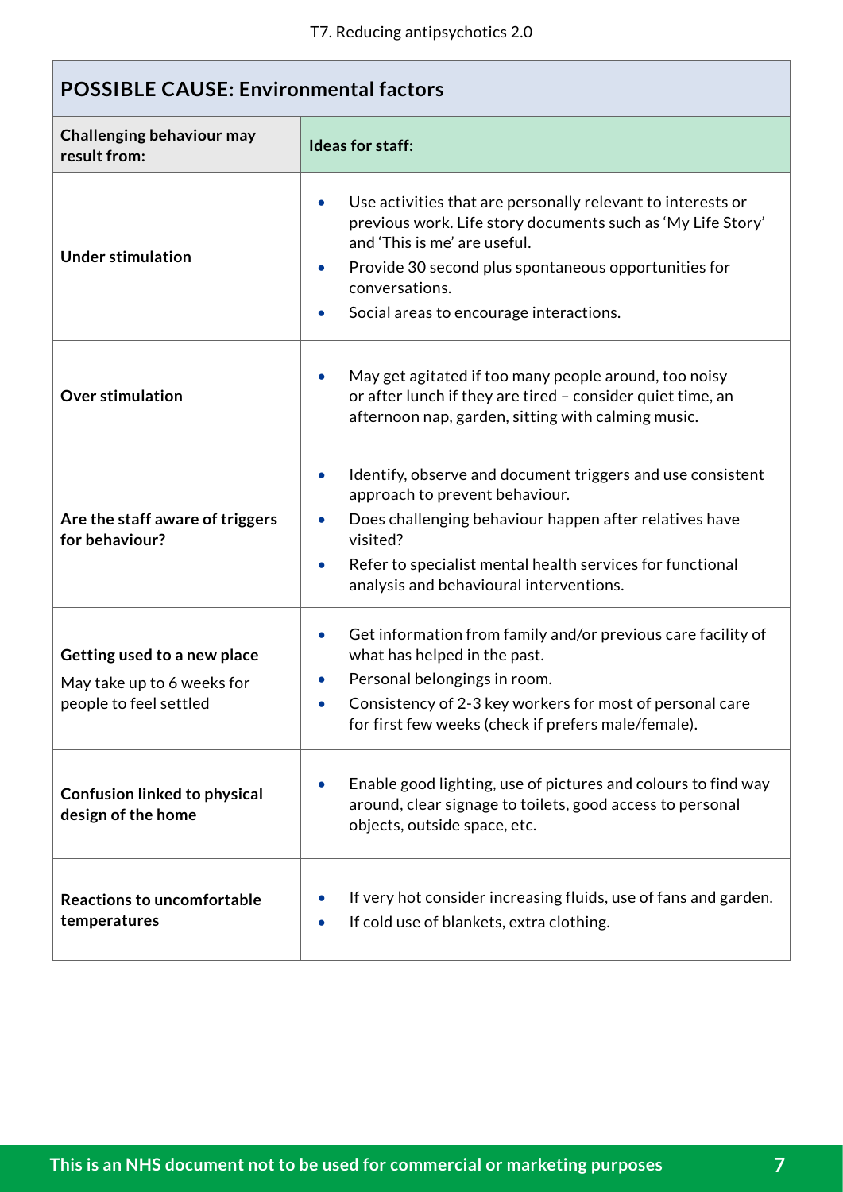## POSSIBLE CAUSE: Environmental factors

| Challenging behaviour may result from: | Ideas for staff: |
|---|---|
| **Under stimulation** | • Use activities that are personally relevant to interests or previous work. Life story documents such as 'My Life Story' and 'This is me' are useful.<br>• Provide 30 second plus spontaneous opportunities for conversations.<br>• Social areas to encourage interactions. |
| **Over stimulation** | • May get agitated if too many people around, too noisy or after lunch if they are tired – consider quiet time, an afternoon nap, garden, sitting with calming music. |
| **Are the staff aware of triggers for behaviour?** | • Identify, observe and document triggers and use consistent approach to prevent behaviour.<br>• Does challenging behaviour happen after relatives have visited?<br>• Refer to specialist mental health services for functional analysis and behavioural interventions. |
| **Getting used to a new place**<br>May take up to 6 weeks for people to feel settled | • Get information from family and/or previous care facility of what has helped in the past.<br>• Personal belongings in room.<br>• Consistency of 2-3 key workers for most of personal care for first few weeks (check if prefers male/female). |
| **Confusion linked to physical design of the home** | • Enable good lighting, use of pictures and colours to find way around, clear signage to toilets, good access to personal objects, outside space, etc. |
| **Reactions to uncomfortable temperatures** | • If very hot consider increasing fluids, use of fans and garden.<br>• If cold use of blankets, extra clothing. |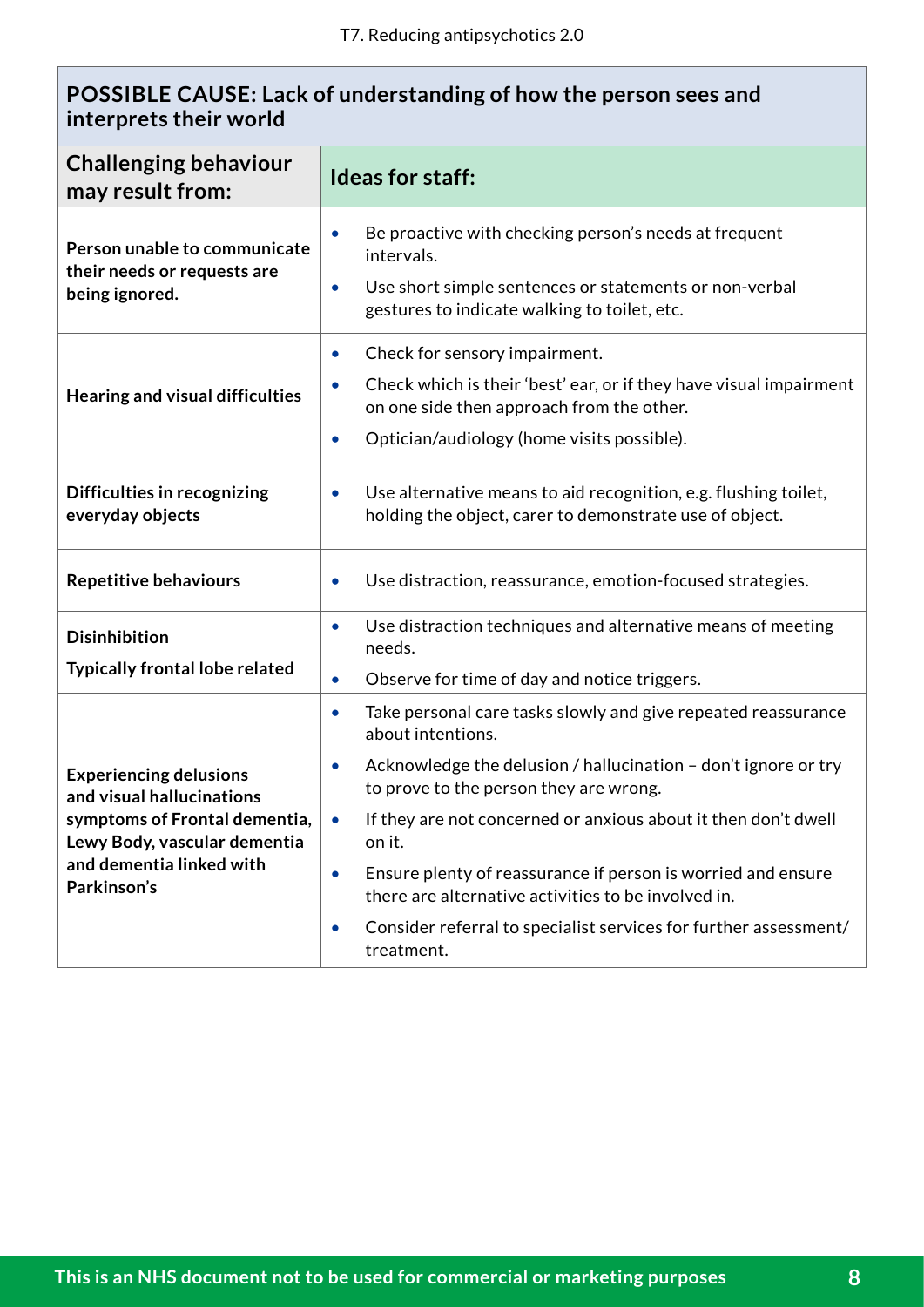| POSSIBLE CAUSE: Lack of understanding of how the person sees and interprets their world | |
|---|---|
| **Challenging behaviour may result from:** | **Ideas for staff:** |
| **Person unable to communicate their needs or requests are being ignored.** | • Be proactive with checking person's needs at frequent intervals.<br>• Use short simple sentences or statements or non-verbal gestures to indicate walking to toilet, etc. |
| **Hearing and visual difficulties** | • Check for sensory impairment.<br>• Check which is their 'best' ear, or if they have visual impairment on one side then approach from the other.<br>• Optician/audiology (home visits possible). |
| **Difficulties in recognizing everyday objects** | • Use alternative means to aid recognition, e.g. flushing toilet, holding the object, carer to demonstrate use of object. |
| **Repetitive behaviours** | • Use distraction, reassurance, emotion-focused strategies. |
| **Disinhibition**<br>**Typically frontal lobe related** | • Use distraction techniques and alternative means of meeting needs.<br>• Observe for time of day and notice triggers. |
| **Experiencing delusions and visual hallucinations symptoms of Frontal dementia, Lewy Body, vascular dementia and dementia linked with Parkinson's** | • Take personal care tasks slowly and give repeated reassurance about intentions.<br>• Acknowledge the delusion / hallucination – don't ignore or try to prove to the person they are wrong.<br>• If they are not concerned or anxious about it then don't dwell on it.<br>• Ensure plenty of reassurance if person is worried and ensure there are alternative activities to be involved in.<br>• Consider referral to specialist services for further assessment/ treatment. |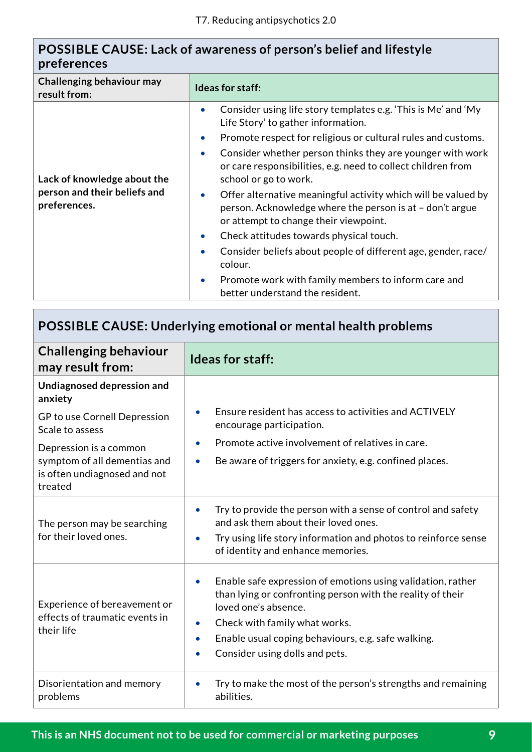| POSSIBLE CAUSE: Lack of awareness of person's belief and lifestyle preferences | |
|---|---|
| **Challenging behaviour may result from:** | **Ideas for staff:** |
| **Lack of knowledge about the person and their beliefs and preferences.** | • Consider using life story templates e.g. 'This is Me' and 'My Life Story' to gather information.<br>• Promote respect for religious or cultural rules and customs.<br>• Consider whether person thinks they are younger with work or care responsibilities, e.g. need to collect children from school or go to work.<br>• Offer alternative meaningful activity which will be valued by person. Acknowledge where the person is at – don't argue or attempt to change their viewpoint.<br>• Check attitudes towards physical touch.<br>• Consider beliefs about people of different age, gender, race/colour.<br>• Promote work with family members to inform care and better understand the resident. |

| POSSIBLE CAUSE: Underlying emotional or mental health problems | |
|---|---|
| **Challenging behaviour may result from:** | **Ideas for staff:** |
| **Undiagnosed depression and anxiety**<br>GP to use Cornell Depression Scale to assess<br>Depression is a common symptom of all dementias and is often undiagnosed and not treated | • Ensure resident has access to activities and ACTIVELY encourage participation.<br>• Promote active involvement of relatives in care.<br>• Be aware of triggers for anxiety, e.g. confined places. |
| The person may be searching for their loved ones. | • Try to provide the person with a sense of control and safety and ask them about their loved ones.<br>• Try using life story information and photos to reinforce sense of identity and enhance memories. |
| Experience of bereavement or effects of traumatic events in their life | • Enable safe expression of emotions using validation, rather than lying or confronting person with the reality of their loved one's absence.<br>• Check with family what works.<br>• Enable usual coping behaviours, e.g. safe walking.<br>• Consider using dolls and pets. |
| Disorientation and memory problems | • Try to make the most of the person's strengths and remaining abilities. |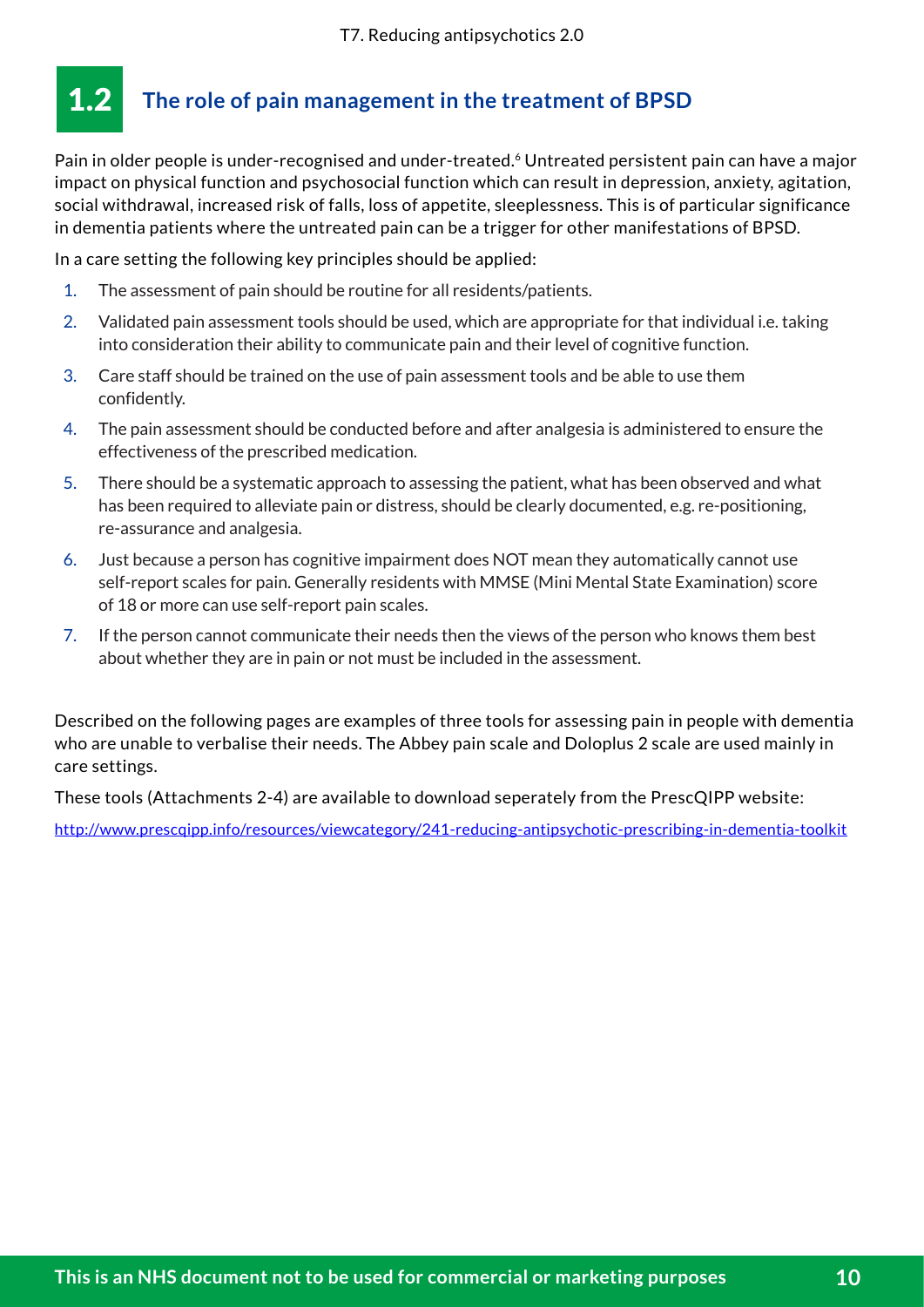## 1.2 The role of pain management in the treatment of BPSD

Pain in older people is under-recognised and under-treated.[6] Untreated persistent pain can have a major impact on physical function and psychosocial function which can result in depression, anxiety, agitation, social withdrawal, increased risk of falls, loss of appetite, sleeplessness. This is of particular significance in dementia patients where the untreated pain can be a trigger for other manifestations of BPSD.

In a care setting the following key principles should be applied:

1. The assessment of pain should be routine for all residents/patients.
2. Validated pain assessment tools should be used, which are appropriate for that individual i.e. taking into consideration their ability to communicate pain and their level of cognitive function.
3. Care staff should be trained on the use of pain assessment tools and be able to use them confidently.
4. The pain assessment should be conducted before and after analgesia is administered to ensure the effectiveness of the prescribed medication.
5. There should be a systematic approach to assessing the patient, what has been observed and what has been required to alleviate pain or distress, should be clearly documented, e.g. re-positioning, re-assurance and analgesia.
6. Just because a person has cognitive impairment does NOT mean they automatically cannot use self-report scales for pain. Generally residents with MMSE (Mini Mental State Examination) score of 18 or more can use self-report pain scales.
7. If the person cannot communicate their needs then the views of the person who knows them best about whether they are in pain or not must be included in the assessment.

Described on the following pages are examples of three tools for assessing pain in people with dementia who are unable to verbalise their needs. The Abbey pain scale and Doloplus 2 scale are used mainly in care settings.

These tools (Attachments 2-4) are available to download seperately from the PrescQIPP website:

http://www.prescqipp.info/resources/viewcategory/241-reducing-antipsychotic-prescribing-in-dementia-toolkit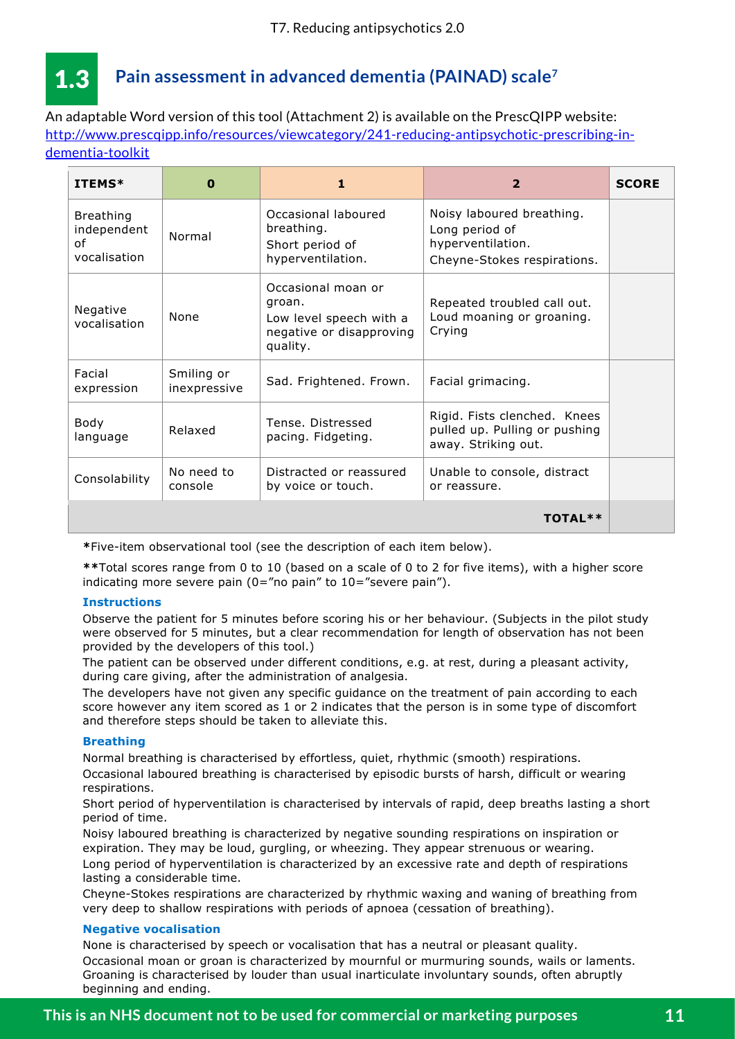## 1.3 Pain assessment in advanced dementia (PAINAD) scale[7]

An adaptable Word version of this tool (Attachment 2) is available on the PrescQIPP website: http://www.prescqipp.info/resources/viewcategory/241-reducing-antipsychotic-prescribing-in-dementia-toolkit

| ITEMS* | 0 | 1 | 2 | SCORE |
|---|---|---|---|---|
| Breathing independent of vocalisation | Normal | Occasional laboured breathing. Short period of hyperventilation. | Noisy laboured breathing. Long period of hyperventilation. Cheyne-Stokes respirations. | |
| Negative vocalisation | None | Occasional moan or groan. Low level speech with a negative or disapproving quality. | Repeated troubled call out. Loud moaning or groaning. Crying | |
| Facial expression | Smiling or inexpressive | Sad. Frightened. Frown. | Facial grimacing. | |
| Body language | Relaxed | Tense. Distressed pacing. Fidgeting. | Rigid. Fists clenched. Knees pulled up. Pulling or pushing away. Striking out. | |
| Consolability | No need to console | Distracted or reassured by voice or touch. | Unable to console, distract or reassure. | |
| | | | **TOTAL**** | |

**\***Five-item observational tool (see the description of each item below).

**\*\***Total scores range from 0 to 10 (based on a scale of 0 to 2 for five items), with a higher score indicating more severe pain (0="no pain" to 10="severe pain").

### Instructions

Observe the patient for 5 minutes before scoring his or her behaviour. (Subjects in the pilot study were observed for 5 minutes, but a clear recommendation for length of observation has not been provided by the developers of this tool.)

The patient can be observed under different conditions, e.g. at rest, during a pleasant activity, during care giving, after the administration of analgesia.

The developers have not given any specific guidance on the treatment of pain according to each score however any item scored as 1 or 2 indicates that the person is in some type of discomfort and therefore steps should be taken to alleviate this.

### Breathing

Normal breathing is characterised by effortless, quiet, rhythmic (smooth) respirations.

Occasional laboured breathing is characterised by episodic bursts of harsh, difficult or wearing respirations.

Short period of hyperventilation is characterised by intervals of rapid, deep breaths lasting a short period of time.

Noisy laboured breathing is characterized by negative sounding respirations on inspiration or expiration. They may be loud, gurgling, or wheezing. They appear strenuous or wearing.

Long period of hyperventilation is characterized by an excessive rate and depth of respirations lasting a considerable time.

Cheyne-Stokes respirations are characterized by rhythmic waxing and waning of breathing from very deep to shallow respirations with periods of apnoea (cessation of breathing).

### Negative vocalisation

None is characterised by speech or vocalisation that has a neutral or pleasant quality.

Occasional moan or groan is characterized by mournful or murmuring sounds, wails or laments. Groaning is characterised by louder than usual inarticulate involuntary sounds, often abruptly beginning and ending.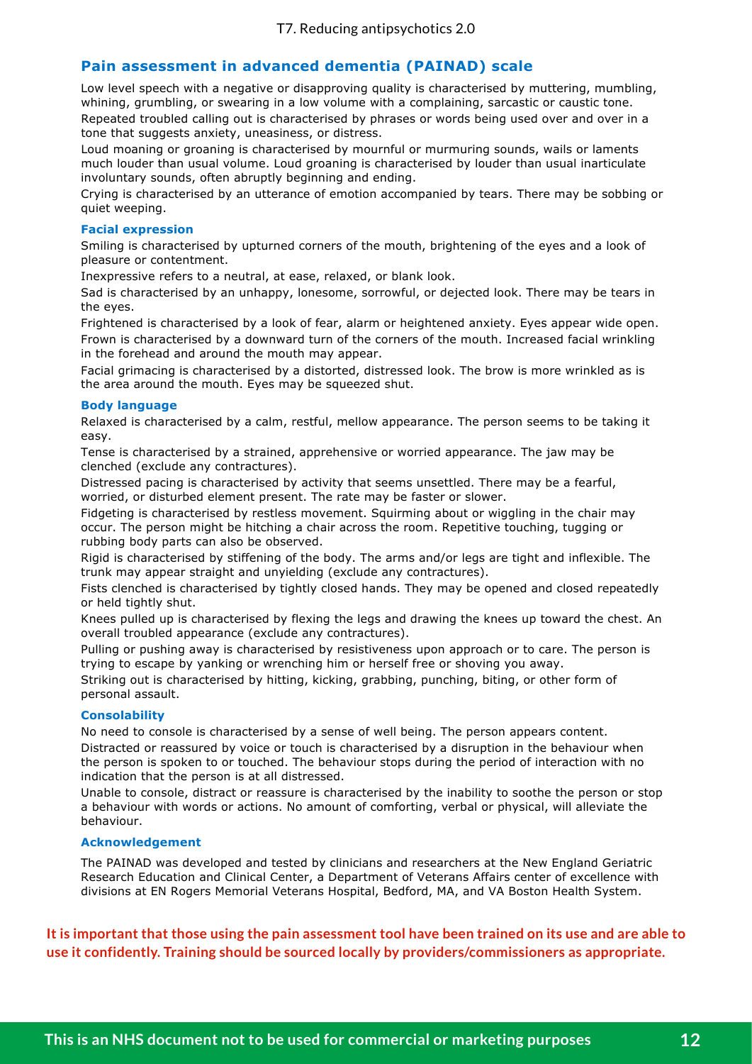## Pain assessment in advanced dementia (PAINAD) scale

Low level speech with a negative or disapproving quality is characterised by muttering, mumbling, whining, grumbling, or swearing in a low volume with a complaining, sarcastic or caustic tone.

Repeated troubled calling out is characterised by phrases or words being used over and over in a tone that suggests anxiety, uneasiness, or distress.

Loud moaning or groaning is characterised by mournful or murmuring sounds, wails or laments much louder than usual volume. Loud groaning is characterised by louder than usual inarticulate involuntary sounds, often abruptly beginning and ending.

Crying is characterised by an utterance of emotion accompanied by tears. There may be sobbing or quiet weeping.

### Facial expression

Smiling is characterised by upturned corners of the mouth, brightening of the eyes and a look of pleasure or contentment.

Inexpressive refers to a neutral, at ease, relaxed, or blank look.

Sad is characterised by an unhappy, lonesome, sorrowful, or dejected look. There may be tears in the eyes.

Frightened is characterised by a look of fear, alarm or heightened anxiety. Eyes appear wide open.

Frown is characterised by a downward turn of the corners of the mouth. Increased facial wrinkling in the forehead and around the mouth may appear.

Facial grimacing is characterised by a distorted, distressed look. The brow is more wrinkled as is the area around the mouth. Eyes may be squeezed shut.

### Body language

Relaxed is characterised by a calm, restful, mellow appearance. The person seems to be taking it easy.

Tense is characterised by a strained, apprehensive or worried appearance. The jaw may be clenched (exclude any contractures).

Distressed pacing is characterised by activity that seems unsettled. There may be a fearful, worried, or disturbed element present. The rate may be faster or slower.

Fidgeting is characterised by restless movement. Squirming about or wiggling in the chair may occur. The person might be hitching a chair across the room. Repetitive touching, tugging or rubbing body parts can also be observed.

Rigid is characterised by stiffening of the body. The arms and/or legs are tight and inflexible. The trunk may appear straight and unyielding (exclude any contractures).

Fists clenched is characterised by tightly closed hands. They may be opened and closed repeatedly or held tightly shut.

Knees pulled up is characterised by flexing the legs and drawing the knees up toward the chest. An overall troubled appearance (exclude any contractures).

Pulling or pushing away is characterised by resistiveness upon approach or to care. The person is trying to escape by yanking or wrenching him or herself free or shoving you away.

Striking out is characterised by hitting, kicking, grabbing, punching, biting, or other form of personal assault.

### Consolability

No need to console is characterised by a sense of well being. The person appears content.

Distracted or reassured by voice or touch is characterised by a disruption in the behaviour when the person is spoken to or touched. The behaviour stops during the period of interaction with no indication that the person is at all distressed.

Unable to console, distract or reassure is characterised by the inability to soothe the person or stop a behaviour with words or actions. No amount of comforting, verbal or physical, will alleviate the behaviour.

### Acknowledgement

The PAINAD was developed and tested by clinicians and researchers at the New England Geriatric Research Education and Clinical Center, a Department of Veterans Affairs center of excellence with divisions at EN Rogers Memorial Veterans Hospital, Bedford, MA, and VA Boston Health System.

**It is important that those using the pain assessment tool have been trained on its use and are able to use it confidently. Training should be sourced locally by providers/commissioners as appropriate.**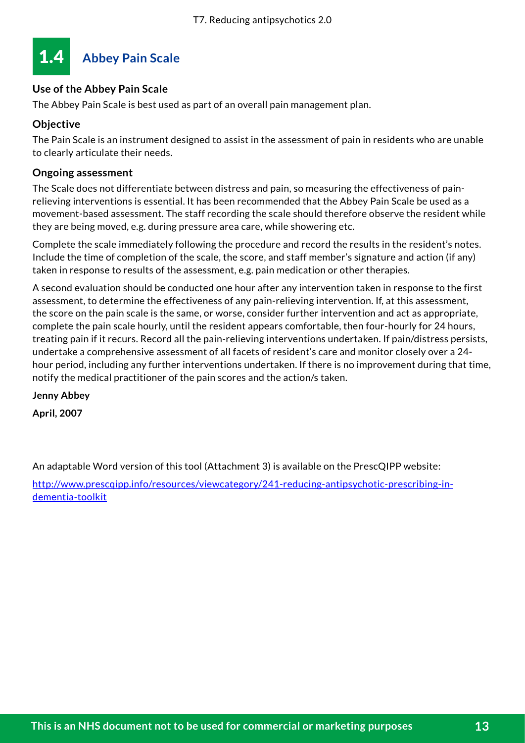## 1.4 Abbey Pain Scale

### Use of the Abbey Pain Scale

The Abbey Pain Scale is best used as part of an overall pain management plan.

### Objective

The Pain Scale is an instrument designed to assist in the assessment of pain in residents who are unable to clearly articulate their needs.

### Ongoing assessment

The Scale does not differentiate between distress and pain, so measuring the effectiveness of pain-relieving interventions is essential. It has been recommended that the Abbey Pain Scale be used as a movement-based assessment. The staff recording the scale should therefore observe the resident while they are being moved, e.g. during pressure area care, while showering etc.

Complete the scale immediately following the procedure and record the results in the resident's notes. Include the time of completion of the scale, the score, and staff member's signature and action (if any) taken in response to results of the assessment, e.g. pain medication or other therapies.

A second evaluation should be conducted one hour after any intervention taken in response to the first assessment, to determine the effectiveness of any pain-relieving intervention. If, at this assessment, the score on the pain scale is the same, or worse, consider further intervention and act as appropriate, complete the pain scale hourly, until the resident appears comfortable, then four-hourly for 24 hours, treating pain if it recurs. Record all the pain-relieving interventions undertaken. If pain/distress persists, undertake a comprehensive assessment of all facets of resident's care and monitor closely over a 24-hour period, including any further interventions undertaken. If there is no improvement during that time, notify the medical practitioner of the pain scores and the action/s taken.

**Jenny Abbey**

**April, 2007**

An adaptable Word version of this tool (Attachment 3) is available on the PrescQIPP website:

http://www.prescqipp.info/resources/viewcategory/241-reducing-antipsychotic-prescribing-in-dementia-toolkit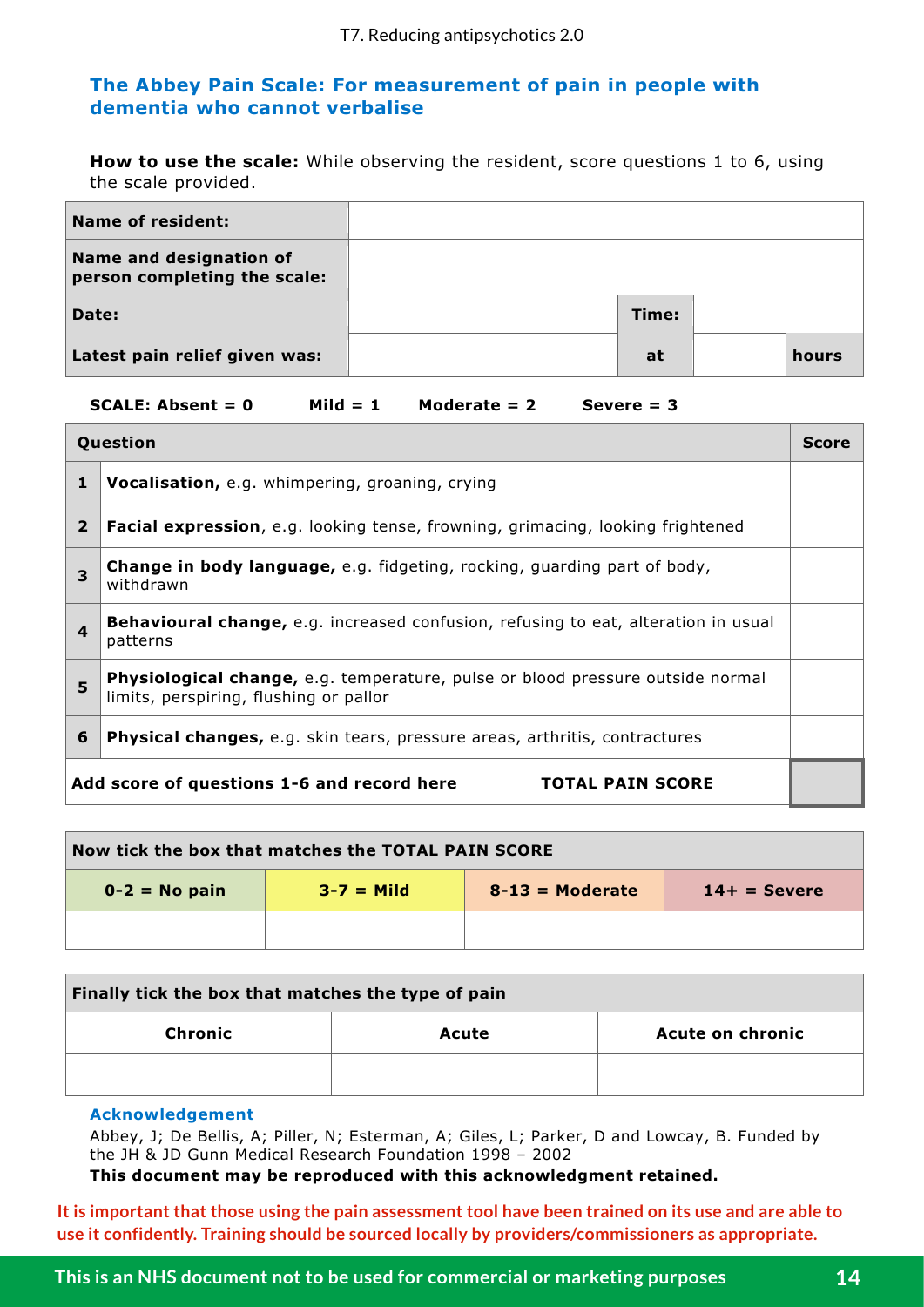## The Abbey Pain Scale: For measurement of pain in people with dementia who cannot verbalise

**How to use the scale:** While observing the resident, score questions 1 to 6, using the scale provided.

| | | | | |
|---|---|---|---|---|
| **Name of resident:** | | | | |
| **Name and designation of person completing the scale:** | | | | |
| **Date:** | | **Time:** | | |
| **Latest pain relief given was:** | | **at** | | **hours** |

**SCALE: Absent = 0   Mild = 1   Moderate = 2   Severe = 3**

| | Question | Score |
|---|---|---|
| **1** | **Vocalisation,** e.g. whimpering, groaning, crying | |
| **2** | **Facial expression**, e.g. looking tense, frowning, grimacing, looking frightened | |
| **3** | **Change in body language,** e.g. fidgeting, rocking, guarding part of body, withdrawn | |
| **4** | **Behavioural change,** e.g. increased confusion, refusing to eat, alteration in usual patterns | |
| **5** | **Physiological change,** e.g. temperature, pulse or blood pressure outside normal limits, perspiring, flushing or pallor | |
| **6** | **Physical changes,** e.g. skin tears, pressure areas, arthritis, contractures | |
| | **Add score of questions 1-6 and record here   TOTAL PAIN SCORE** | |

**Now tick the box that matches the TOTAL PAIN SCORE**

| 0-2 = No pain | 3-7 = Mild | 8-13 = Moderate | 14+ = Severe |
|---|---|---|---|
| | | | |

**Finally tick the box that matches the type of pain**

| Chronic | Acute | Acute on chronic |
|---|---|---|
| | | |

### Acknowledgement

Abbey, J; De Bellis, A; Piller, N; Esterman, A; Giles, L; Parker, D and Lowcay, B. Funded by the JH & JD Gunn Medical Research Foundation 1998 – 2002

**This document may be reproduced with this acknowledgment retained.**

**It is important that those using the pain assessment tool have been trained on its use and are able to use it confidently. Training should be sourced locally by providers/commissioners as appropriate.**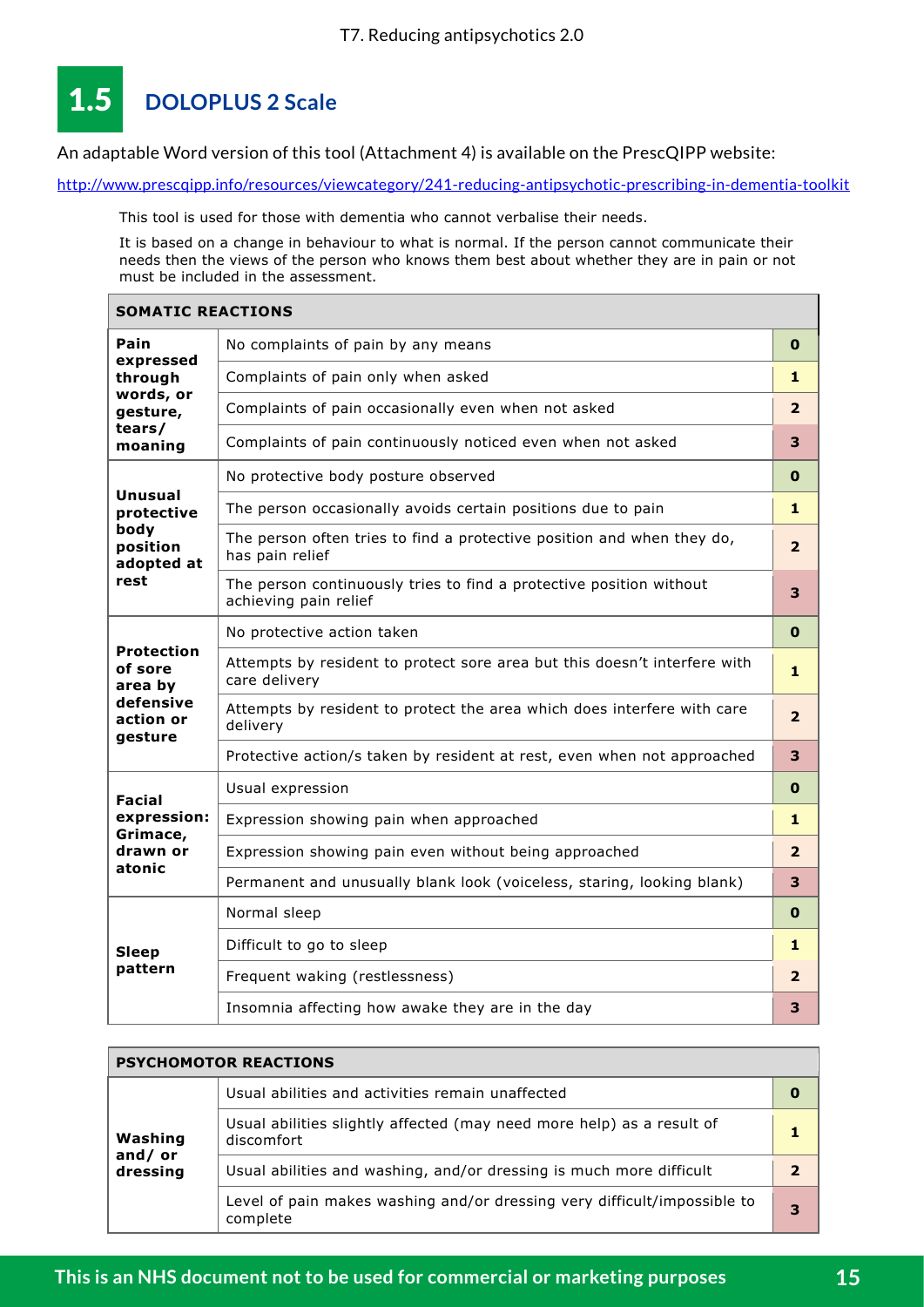## 1.5 DOLOPLUS 2 Scale

An adaptable Word version of this tool (Attachment 4) is available on the PrescQIPP website:

http://www.prescqipp.info/resources/viewcategory/241-reducing-antipsychotic-prescribing-in-dementia-toolkit

This tool is used for those with dementia who cannot verbalise their needs.

It is based on a change in behaviour to what is normal. If the person cannot communicate their needs then the views of the person who knows them best about whether they are in pain or not must be included in the assessment.

| SOMATIC REACTIONS | | |
|---|---|---|
| **Pain expressed through words, or gesture, tears/ moaning** | No complaints of pain by any means | **0** |
| | Complaints of pain only when asked | **1** |
| | Complaints of pain occasionally even when not asked | **2** |
| | Complaints of pain continuously noticed even when not asked | **3** |
| **Unusual protective body position adopted at rest** | No protective body posture observed | **0** |
| | The person occasionally avoids certain positions due to pain | **1** |
| | The person often tries to find a protective position and when they do, has pain relief | **2** |
| | The person continuously tries to find a protective position without achieving pain relief | **3** |
| **Protection of sore area by defensive action or gesture** | No protective action taken | **0** |
| | Attempts by resident to protect sore area but this doesn't interfere with care delivery | **1** |
| | Attempts by resident to protect the area which does interfere with care delivery | **2** |
| | Protective action/s taken by resident at rest, even when not approached | **3** |
| **Facial expression: Grimace, drawn or atonic** | Usual expression | **0** |
| | Expression showing pain when approached | **1** |
| | Expression showing pain even without being approached | **2** |
| | Permanent and unusually blank look (voiceless, staring, looking blank) | **3** |
| **Sleep pattern** | Normal sleep | **0** |
| | Difficult to go to sleep | **1** |
| | Frequent waking (restlessness) | **2** |
| | Insomnia affecting how awake they are in the day | **3** |

| PSYCHOMOTOR REACTIONS | | |
|---|---|---|
| **Washing and/ or dressing** | Usual abilities and activities remain unaffected | **0** |
| | Usual abilities slightly affected (may need more help) as a result of discomfort | **1** |
| | Usual abilities and washing, and/or dressing is much more difficult | **2** |
| | Level of pain makes washing and/or dressing very difficult/impossible to complete | **3** |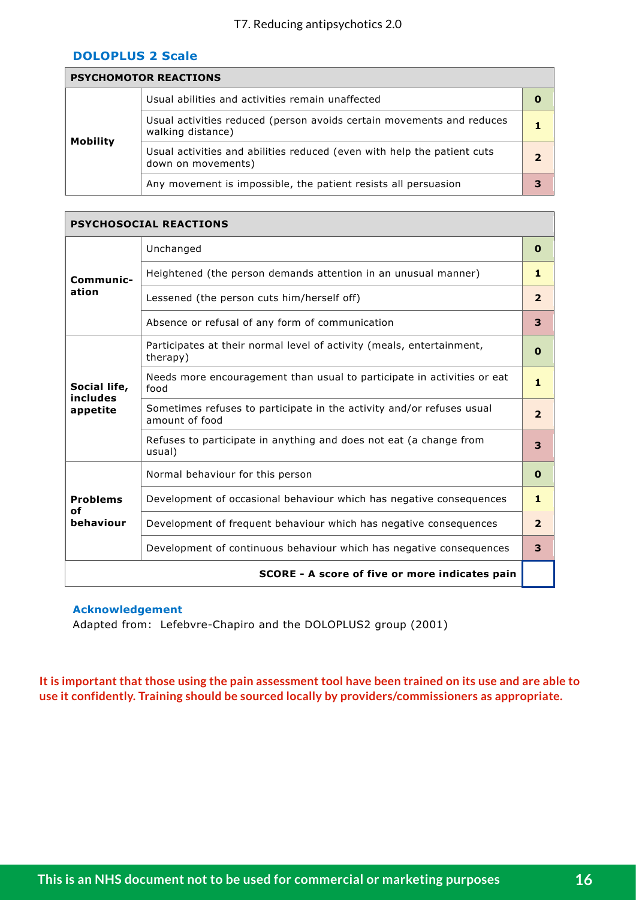## DOLOPLUS 2 Scale

| PSYCHOMOTOR REACTIONS | | |
|---|---|---|
| **Mobility** | Usual abilities and activities remain unaffected | **0** |
| | Usual activities reduced (person avoids certain movements and reduces walking distance) | **1** |
| | Usual activities and abilities reduced (even with help the patient cuts down on movements) | **2** |
| | Any movement is impossible, the patient resists all persuasion | **3** |

| PSYCHOSOCIAL REACTIONS | | |
|---|---|---|
| **Communic-ation** | Unchanged | **0** |
| | Heightened (the person demands attention in an unusual manner) | **1** |
| | Lessened (the person cuts him/herself off) | **2** |
| | Absence or refusal of any form of communication | **3** |
| **Social life, includes appetite** | Participates at their normal level of activity (meals, entertainment, therapy) | **0** |
| | Needs more encouragement than usual to participate in activities or eat food | **1** |
| | Sometimes refuses to participate in the activity and/or refuses usual amount of food | **2** |
| | Refuses to participate in anything and does not eat (a change from usual) | **3** |
| **Problems of behaviour** | Normal behaviour for this person | **0** |
| | Development of occasional behaviour which has negative consequences | **1** |
| | Development of frequent behaviour which has negative consequences | **2** |
| | Development of continuous behaviour which has negative consequences | **3** |
| | **SCORE - A score of five or more indicates pain** | |

### Acknowledgement

Adapted from: Lefebvre-Chapiro and the DOLOPLUS2 group (2001)

**It is important that those using the pain assessment tool have been trained on its use and are able to use it confidently. Training should be sourced locally by providers/commissioners as appropriate.**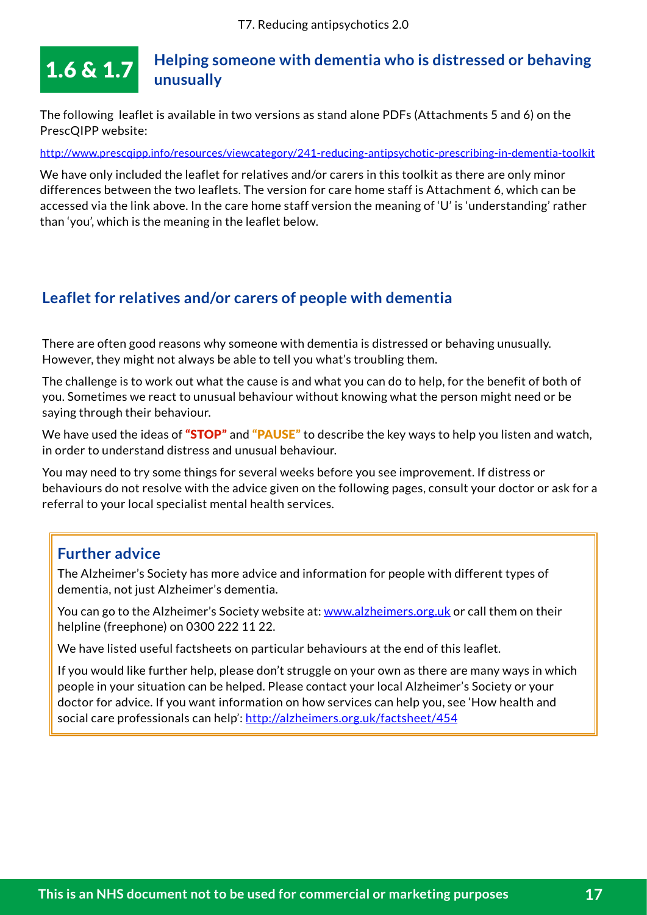## 1.6 & 1.7 Helping someone with dementia who is distressed or behaving unusually

The following leaflet is available in two versions as stand alone PDFs (Attachments 5 and 6) on the PrescQIPP website:

http://www.prescqipp.info/resources/viewcategory/241-reducing-antipsychotic-prescribing-in-dementia-toolkit

We have only included the leaflet for relatives and/or carers in this toolkit as there are only minor differences between the two leaflets. The version for care home staff is Attachment 6, which can be accessed via the link above. In the care home staff version the meaning of 'U' is 'understanding' rather than 'you', which is the meaning in the leaflet below.

### Leaflet for relatives and/or carers of people with dementia

There are often good reasons why someone with dementia is distressed or behaving unusually. However, they might not always be able to tell you what's troubling them.

The challenge is to work out what the cause is and what you can do to help, for the benefit of both of you. Sometimes we react to unusual behaviour without knowing what the person might need or be saying through their behaviour.

We have used the ideas of **"STOP"** and **"PAUSE"** to describe the key ways to help you listen and watch, in order to understand distress and unusual behaviour.

You may need to try some things for several weeks before you see improvement. If distress or behaviours do not resolve with the advice given on the following pages, consult your doctor or ask for a referral to your local specialist mental health services.

#### Further advice

The Alzheimer's Society has more advice and information for people with different types of dementia, not just Alzheimer's dementia.

You can go to the Alzheimer's Society website at: www.alzheimers.org.uk or call them on their helpline (freephone) on 0300 222 11 22.

We have listed useful factsheets on particular behaviours at the end of this leaflet.

If you would like further help, please don't struggle on your own as there are many ways in which people in your situation can be helped. Please contact your local Alzheimer's Society or your doctor for advice. If you want information on how services can help you, see 'How health and social care professionals can help': http://alzheimers.org.uk/factsheet/454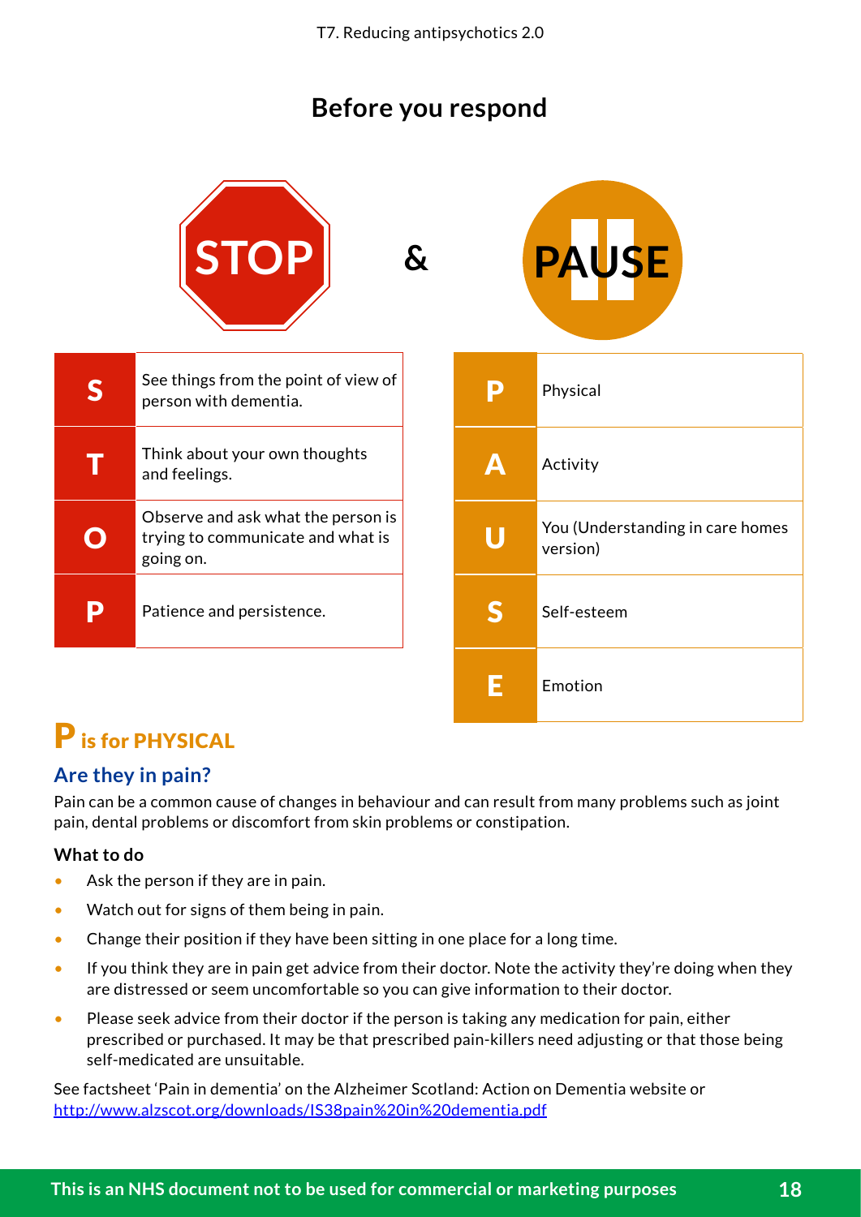# Before you respond

STOP & PAUSE

| S | See things from the point of view of person with dementia. |
|---|---|
| T | Think about your own thoughts and feelings. |
| O | Observe and ask what the person is trying to communicate and what is going on. |
| P | Patience and persistence. |

| P | Physical |
|---|---|
| A | Activity |
| U | You (Understanding in care homes version) |
| S | Self-esteem |
| E | Emotion |

## P is for PHYSICAL

### Are they in pain?

Pain can be a common cause of changes in behaviour and can result from many problems such as joint pain, dental problems or discomfort from skin problems or constipation.

**What to do**

- Ask the person if they are in pain.
- Watch out for signs of them being in pain.
- Change their position if they have been sitting in one place for a long time.
- If you think they are in pain get advice from their doctor. Note the activity they're doing when they are distressed or seem uncomfortable so you can give information to their doctor.
- Please seek advice from their doctor if the person is taking any medication for pain, either prescribed or purchased. It may be that prescribed pain-killers need adjusting or that those being self-medicated are unsuitable.

See factsheet 'Pain in dementia' on the Alzheimer Scotland: Action on Dementia website or http://www.alzscot.org/downloads/IS38pain%20in%20dementia.pdf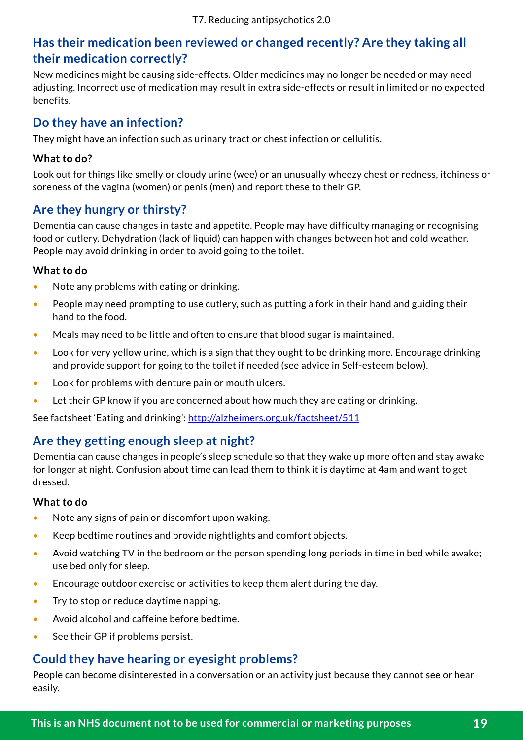## Has their medication been reviewed or changed recently? Are they taking all their medication correctly?

New medicines might be causing side-effects. Older medicines may no longer be needed or may need adjusting. Incorrect use of medication may result in extra side-effects or result in limited or no expected benefits.

## Do they have an infection?

They might have an infection such as urinary tract or chest infection or cellulitis.

**What to do?**

Look out for things like smelly or cloudy urine (wee) or an unusually wheezy chest or redness, itchiness or soreness of the vagina (women) or penis (men) and report these to their GP.

## Are they hungry or thirsty?

Dementia can cause changes in taste and appetite. People may have difficulty managing or recognising food or cutlery. Dehydration (lack of liquid) can happen with changes between hot and cold weather. People may avoid drinking in order to avoid going to the toilet.

**What to do**

- Note any problems with eating or drinking.
- People may need prompting to use cutlery, such as putting a fork in their hand and guiding their hand to the food.
- Meals may need to be little and often to ensure that blood sugar is maintained.
- Look for very yellow urine, which is a sign that they ought to be drinking more. Encourage drinking and provide support for going to the toilet if needed (see advice in Self-esteem below).
- Look for problems with denture pain or mouth ulcers.
- Let their GP know if you are concerned about how much they are eating or drinking.

See factsheet 'Eating and drinking': http://alzheimers.org.uk/factsheet/511

## Are they getting enough sleep at night?

Dementia can cause changes in people's sleep schedule so that they wake up more often and stay awake for longer at night. Confusion about time can lead them to think it is daytime at 4am and want to get dressed.

**What to do**

- Note any signs of pain or discomfort upon waking.
- Keep bedtime routines and provide nightlights and comfort objects.
- Avoid watching TV in the bedroom or the person spending long periods in time in bed while awake; use bed only for sleep.
- Encourage outdoor exercise or activities to keep them alert during the day.
- Try to stop or reduce daytime napping.
- Avoid alcohol and caffeine before bedtime.
- See their GP if problems persist.

## Could they have hearing or eyesight problems?

People can become disinterested in a conversation or an activity just because they cannot see or hear easily.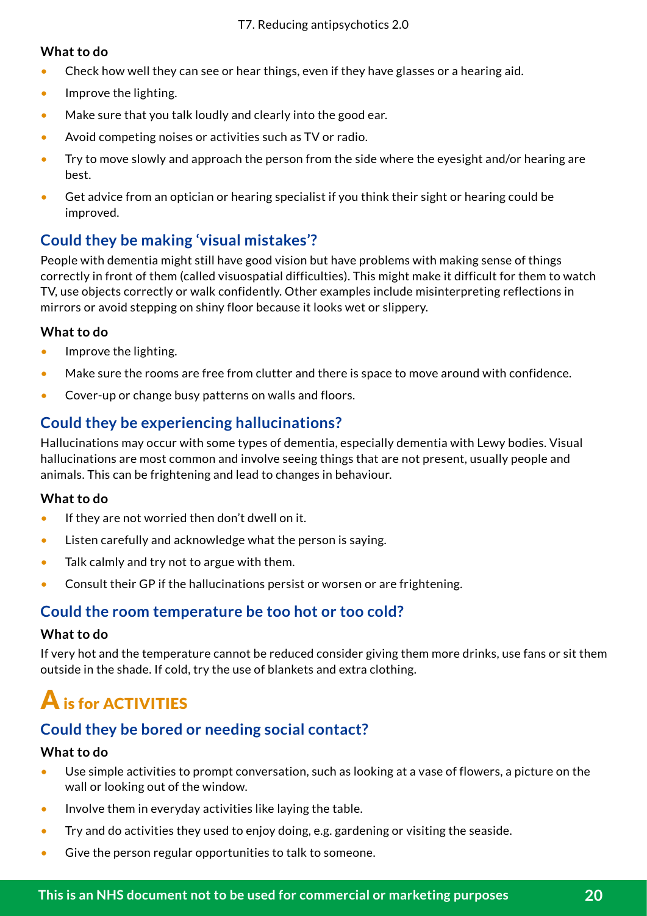**What to do**

- Check how well they can see or hear things, even if they have glasses or a hearing aid.
- Improve the lighting.
- Make sure that you talk loudly and clearly into the good ear.
- Avoid competing noises or activities such as TV or radio.
- Try to move slowly and approach the person from the side where the eyesight and/or hearing are best.
- Get advice from an optician or hearing specialist if you think their sight or hearing could be improved.

### Could they be making 'visual mistakes'?

People with dementia might still have good vision but have problems with making sense of things correctly in front of them (called visuospatial difficulties). This might make it difficult for them to watch TV, use objects correctly or walk confidently. Other examples include misinterpreting reflections in mirrors or avoid stepping on shiny floor because it looks wet or slippery.

**What to do**

- Improve the lighting.
- Make sure the rooms are free from clutter and there is space to move around with confidence.
- Cover-up or change busy patterns on walls and floors.

### Could they be experiencing hallucinations?

Hallucinations may occur with some types of dementia, especially dementia with Lewy bodies. Visual hallucinations are most common and involve seeing things that are not present, usually people and animals. This can be frightening and lead to changes in behaviour.

**What to do**

- If they are not worried then don't dwell on it.
- Listen carefully and acknowledge what the person is saying.
- Talk calmly and try not to argue with them.
- Consult their GP if the hallucinations persist or worsen or are frightening.

### Could the room temperature be too hot or too cold?

**What to do**

If very hot and the temperature cannot be reduced consider giving them more drinks, use fans or sit them outside in the shade. If cold, try the use of blankets and extra clothing.

## A is for ACTIVITIES

### Could they be bored or needing social contact?

**What to do**

- Use simple activities to prompt conversation, such as looking at a vase of flowers, a picture on the wall or looking out of the window.
- Involve them in everyday activities like laying the table.
- Try and do activities they used to enjoy doing, e.g. gardening or visiting the seaside.
- Give the person regular opportunities to talk to someone.

**This is an NHS document not to be used for commercial or marketing purposes**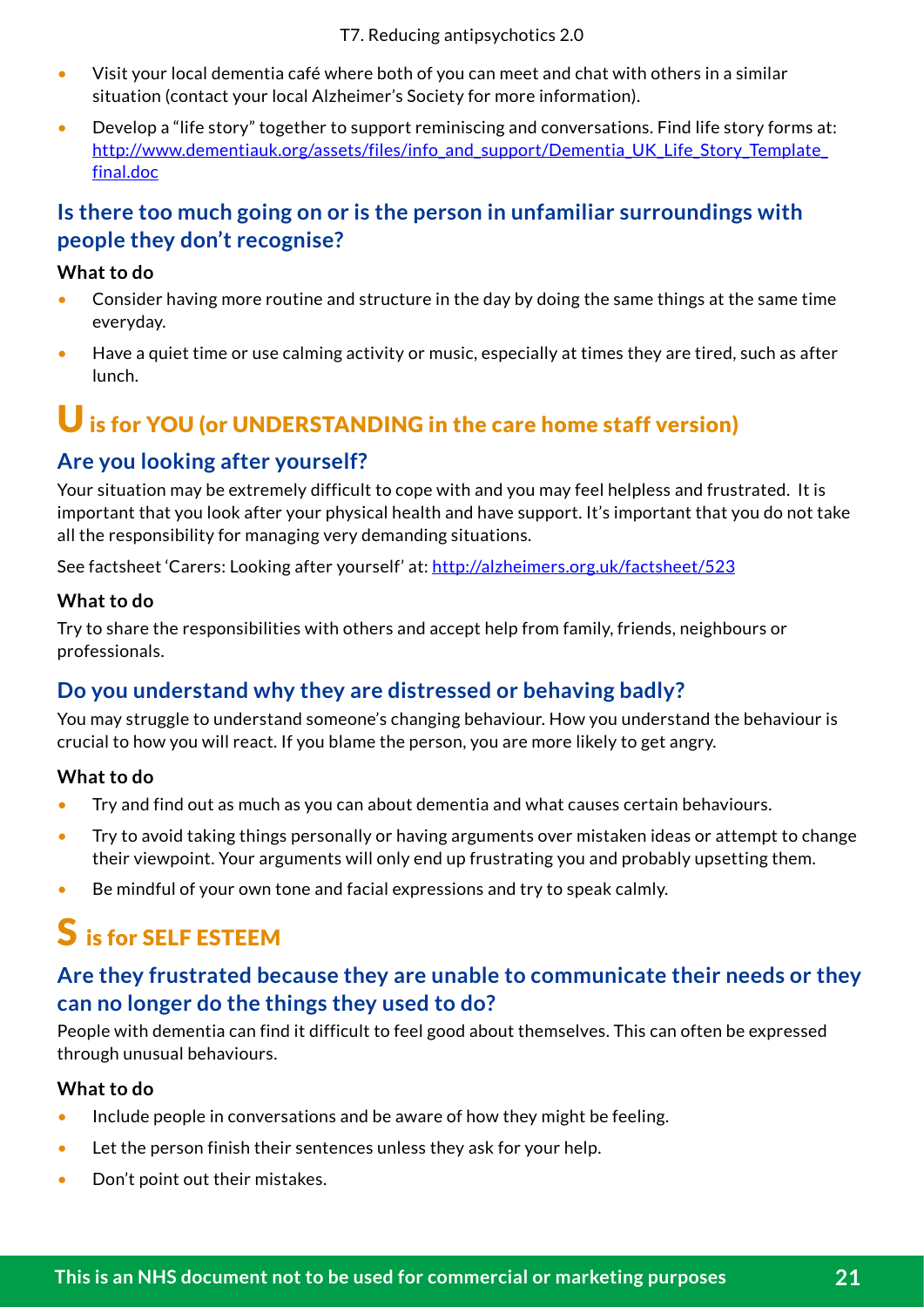- Visit your local dementia café where both of you can meet and chat with others in a similar situation (contact your local Alzheimer's Society for more information).
- Develop a "life story" together to support reminiscing and conversations. Find life story forms at: http://www.dementiauk.org/assets/files/info_and_support/Dementia_UK_Life_Story_Template_final.doc

### Is there too much going on or is the person in unfamiliar surroundings with people they don't recognise?

**What to do**

- Consider having more routine and structure in the day by doing the same things at the same time everyday.
- Have a quiet time or use calming activity or music, especially at times they are tired, such as after lunch.

## U is for YOU (or UNDERSTANDING in the care home staff version)

### Are you looking after yourself?

Your situation may be extremely difficult to cope with and you may feel helpless and frustrated. It is important that you look after your physical health and have support. It's important that you do not take all the responsibility for managing very demanding situations.

See factsheet 'Carers: Looking after yourself' at: http://alzheimers.org.uk/factsheet/523

**What to do**

Try to share the responsibilities with others and accept help from family, friends, neighbours or professionals.

### Do you understand why they are distressed or behaving badly?

You may struggle to understand someone's changing behaviour. How you understand the behaviour is crucial to how you will react. If you blame the person, you are more likely to get angry.

**What to do**

- Try and find out as much as you can about dementia and what causes certain behaviours.
- Try to avoid taking things personally or having arguments over mistaken ideas or attempt to change their viewpoint. Your arguments will only end up frustrating you and probably upsetting them.
- Be mindful of your own tone and facial expressions and try to speak calmly.

## S is for SELF ESTEEM

### Are they frustrated because they are unable to communicate their needs or they can no longer do the things they used to do?

People with dementia can find it difficult to feel good about themselves. This can often be expressed through unusual behaviours.

**What to do**

- Include people in conversations and be aware of how they might be feeling.
- Let the person finish their sentences unless they ask for your help.
- Don't point out their mistakes.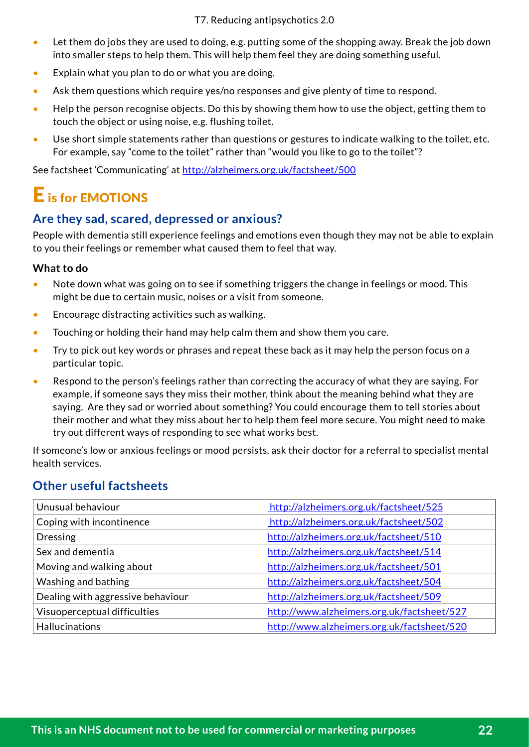- Let them do jobs they are used to doing, e.g. putting some of the shopping away. Break the job down into smaller steps to help them. This will help them feel they are doing something useful.
- Explain what you plan to do or what you are doing.
- Ask them questions which require yes/no responses and give plenty of time to respond.
- Help the person recognise objects. Do this by showing them how to use the object, getting them to touch the object or using noise, e.g. flushing toilet.
- Use short simple statements rather than questions or gestures to indicate walking to the toilet, etc. For example, say "come to the toilet" rather than "would you like to go to the toilet"?

See factsheet 'Communicating' at http://alzheimers.org.uk/factsheet/500

# E is for EMOTIONS

## Are they sad, scared, depressed or anxious?

People with dementia still experience feelings and emotions even though they may not be able to explain to you their feelings or remember what caused them to feel that way.

**What to do**

- Note down what was going on to see if something triggers the change in feelings or mood. This might be due to certain music, noises or a visit from someone.
- Encourage distracting activities such as walking.
- Touching or holding their hand may help calm them and show them you care.
- Try to pick out key words or phrases and repeat these back as it may help the person focus on a particular topic.
- Respond to the person's feelings rather than correcting the accuracy of what they are saying. For example, if someone says they miss their mother, think about the meaning behind what they are saying. Are they sad or worried about something? You could encourage them to tell stories about their mother and what they miss about her to help them feel more secure. You might need to make try out different ways of responding to see what works best.

If someone's low or anxious feelings or mood persists, ask their doctor for a referral to specialist mental health services.

## Other useful factsheets

| | |
|---|---|
| Unusual behaviour | http://alzheimers.org.uk/factsheet/525 |
| Coping with incontinence | http://alzheimers.org.uk/factsheet/502 |
| Dressing | http://alzheimers.org.uk/factsheet/510 |
| Sex and dementia | http://alzheimers.org.uk/factsheet/514 |
| Moving and walking about | http://alzheimers.org.uk/factsheet/501 |
| Washing and bathing | http://alzheimers.org.uk/factsheet/504 |
| Dealing with aggressive behaviour | http://alzheimers.org.uk/factsheet/509 |
| Visuoperceptual difficulties | http://www.alzheimers.org.uk/factsheet/527 |
| Hallucinations | http://www.alzheimers.org.uk/factsheet/520 |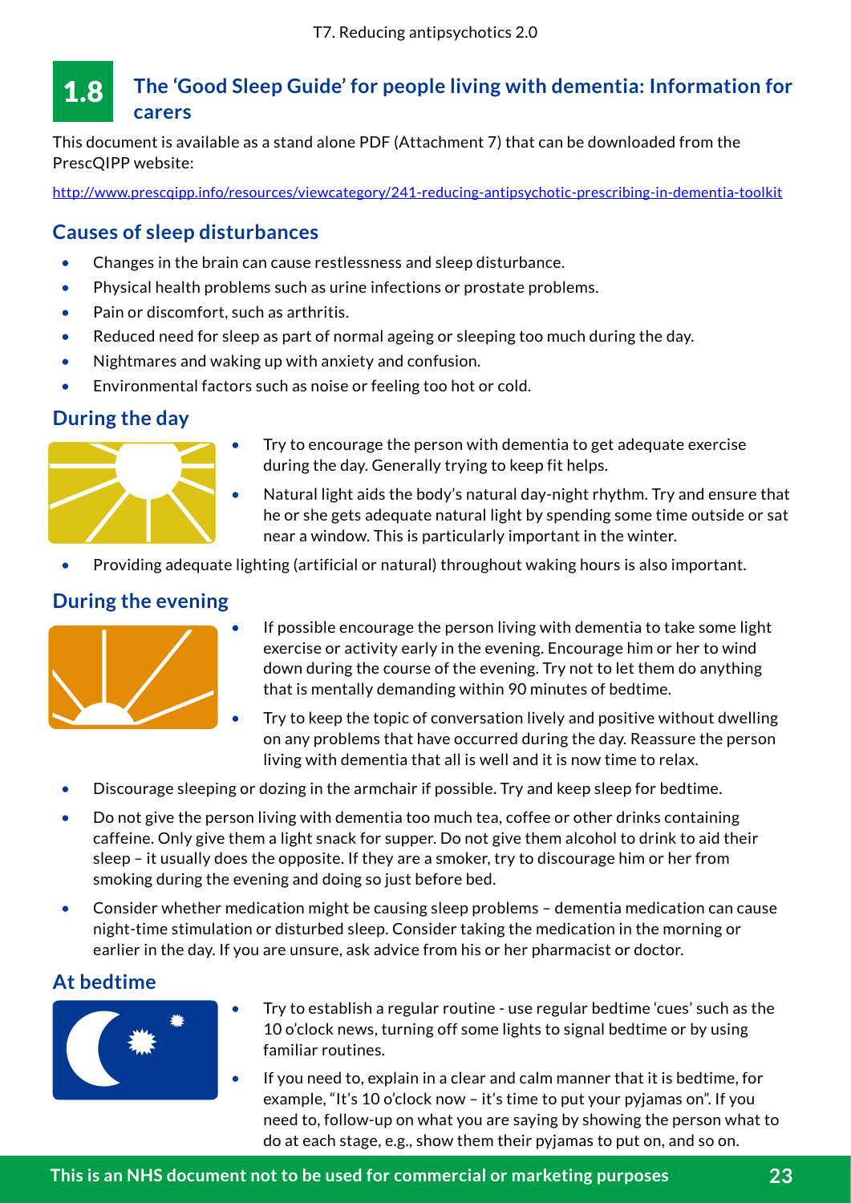## 1.8 The 'Good Sleep Guide' for people living with dementia: Information for carers

This document is available as a stand alone PDF (Attachment 7) that can be downloaded from the PrescQIPP website:

http://www.prescqipp.info/resources/viewcategory/241-reducing-antipsychotic-prescribing-in-dementia-toolkit

### Causes of sleep disturbances

- Changes in the brain can cause restlessness and sleep disturbance.
- Physical health problems such as urine infections or prostate problems.
- Pain or discomfort, such as arthritis.
- Reduced need for sleep as part of normal ageing or sleeping too much during the day.
- Nightmares and waking up with anxiety and confusion.
- Environmental factors such as noise or feeling too hot or cold.

### During the day

- Try to encourage the person with dementia to get adequate exercise during the day. Generally trying to keep fit helps.
- Natural light aids the body's natural day-night rhythm. Try and ensure that he or she gets adequate natural light by spending some time outside or sat near a window. This is particularly important in the winter.
- Providing adequate lighting (artificial or natural) throughout waking hours is also important.

### During the evening

- If possible encourage the person living with dementia to take some light exercise or activity early in the evening. Encourage him or her to wind down during the course of the evening. Try not to let them do anything that is mentally demanding within 90 minutes of bedtime.
- Try to keep the topic of conversation lively and positive without dwelling on any problems that have occurred during the day. Reassure the person living with dementia that all is well and it is now time to relax.
- Discourage sleeping or dozing in the armchair if possible. Try and keep sleep for bedtime.
- Do not give the person living with dementia too much tea, coffee or other drinks containing caffeine. Only give them a light snack for supper. Do not give them alcohol to drink to aid their sleep – it usually does the opposite. If they are a smoker, try to discourage him or her from smoking during the evening and doing so just before bed.
- Consider whether medication might be causing sleep problems – dementia medication can cause night-time stimulation or disturbed sleep. Consider taking the medication in the morning or earlier in the day. If you are unsure, ask advice from his or her pharmacist or doctor.

### At bedtime

- Try to establish a regular routine - use regular bedtime 'cues' such as the 10 o'clock news, turning off some lights to signal bedtime or by using familiar routines.
- If you need to, explain in a clear and calm manner that it is bedtime, for example, "It's 10 o'clock now – it's time to put your pyjamas on". If you need to, follow-up on what you are saying by showing the person what to do at each stage, e.g., show them their pyjamas to put on, and so on.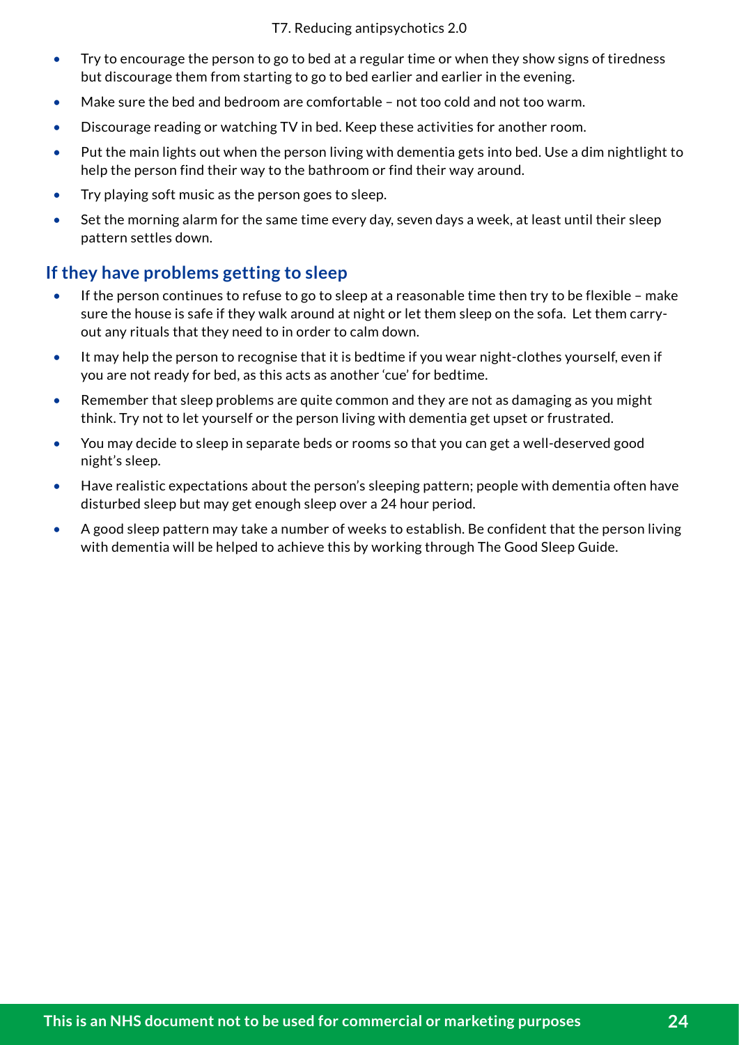- Try to encourage the person to go to bed at a regular time or when they show signs of tiredness but discourage them from starting to go to bed earlier and earlier in the evening.
- Make sure the bed and bedroom are comfortable – not too cold and not too warm.
- Discourage reading or watching TV in bed. Keep these activities for another room.
- Put the main lights out when the person living with dementia gets into bed. Use a dim nightlight to help the person find their way to the bathroom or find their way around.
- Try playing soft music as the person goes to sleep.
- Set the morning alarm for the same time every day, seven days a week, at least until their sleep pattern settles down.

## If they have problems getting to sleep

- If the person continues to refuse to go to sleep at a reasonable time then try to be flexible – make sure the house is safe if they walk around at night or let them sleep on the sofa. Let them carry-out any rituals that they need to in order to calm down.
- It may help the person to recognise that it is bedtime if you wear night-clothes yourself, even if you are not ready for bed, as this acts as another 'cue' for bedtime.
- Remember that sleep problems are quite common and they are not as damaging as you might think. Try not to let yourself or the person living with dementia get upset or frustrated.
- You may decide to sleep in separate beds or rooms so that you can get a well-deserved good night's sleep.
- Have realistic expectations about the person's sleeping pattern; people with dementia often have disturbed sleep but may get enough sleep over a 24 hour period.
- A good sleep pattern may take a number of weeks to establish. Be confident that the person living with dementia will be helped to achieve this by working through The Good Sleep Guide.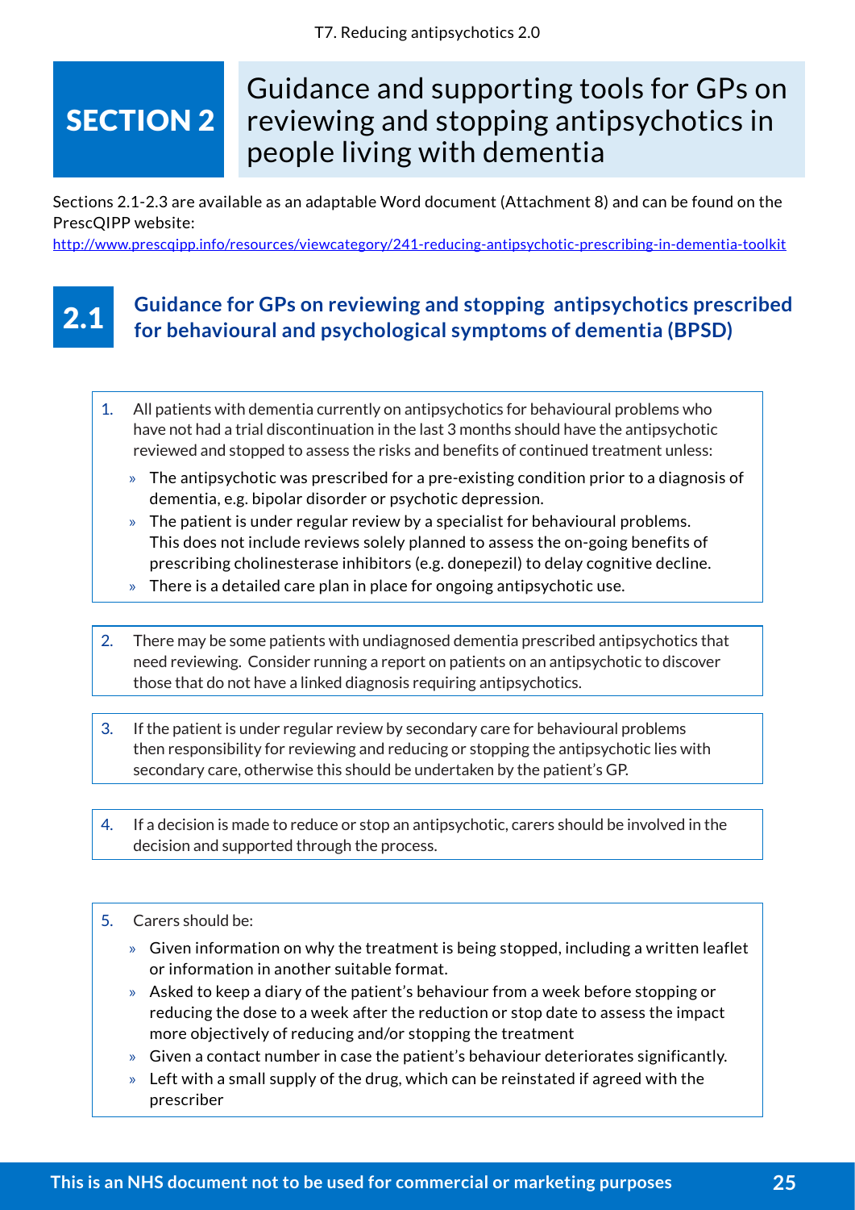# SECTION 2 Guidance and supporting tools for GPs on reviewing and stopping antipsychotics in people living with dementia

Sections 2.1-2.3 are available as an adaptable Word document (Attachment 8) and can be found on the PrescQIPP website:
http://www.prescqipp.info/resources/viewcategory/241-reducing-antipsychotic-prescribing-in-dementia-toolkit

## 2.1 Guidance for GPs on reviewing and stopping antipsychotics prescribed for behavioural and psychological symptoms of dementia (BPSD)

1. All patients with dementia currently on antipsychotics for behavioural problems who have not had a trial discontinuation in the last 3 months should have the antipsychotic reviewed and stopped to assess the risks and benefits of continued treatment unless:
   - The antipsychotic was prescribed for a pre-existing condition prior to a diagnosis of dementia, e.g. bipolar disorder or psychotic depression.
   - The patient is under regular review by a specialist for behavioural problems. This does not include reviews solely planned to assess the on-going benefits of prescribing cholinesterase inhibitors (e.g. donepezil) to delay cognitive decline.
   - There is a detailed care plan in place for ongoing antipsychotic use.

2. There may be some patients with undiagnosed dementia prescribed antipsychotics that need reviewing. Consider running a report on patients on an antipsychotic to discover those that do not have a linked diagnosis requiring antipsychotics.

3. If the patient is under regular review by secondary care for behavioural problems then responsibility for reviewing and reducing or stopping the antipsychotic lies with secondary care, otherwise this should be undertaken by the patient's GP.

4. If a decision is made to reduce or stop an antipsychotic, carers should be involved in the decision and supported through the process.

5. Carers should be:
   - Given information on why the treatment is being stopped, including a written leaflet or information in another suitable format.
   - Asked to keep a diary of the patient's behaviour from a week before stopping or reducing the dose to a week after the reduction or stop date to assess the impact more objectively of reducing and/or stopping the treatment
   - Given a contact number in case the patient's behaviour deteriorates significantly.
   - Left with a small supply of the drug, which can be reinstated if agreed with the prescriber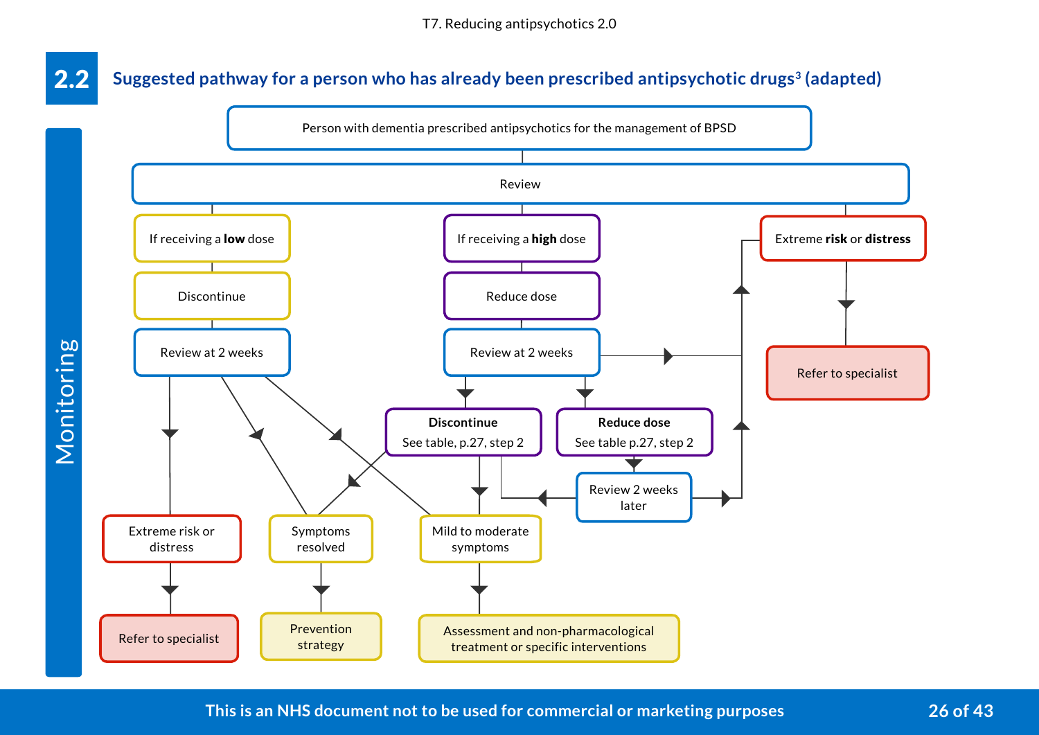## 2.2 Suggested pathway for a person who has already been prescribed antipsychotic drugs[3] (adapted)

**Monitoring**

Person with dementia prescribed antipsychotics for the management of BPSD

Review

- If receiving a **low** dose
  - Discontinue
  - Review at 2 weeks
    - Extreme risk or distress → Refer to specialist
    - Symptoms resolved → Prevention strategy
    - Mild to moderate symptoms → Assessment and non-pharmacological treatment or specific interventions
- If receiving a **high** dose
  - Reduce dose
  - Review at 2 weeks
    - **Discontinue** – See table, p.27, step 2
      - Symptoms resolved → Prevention strategy
      - Mild to moderate symptoms → Assessment and non-pharmacological treatment or specific interventions
    - **Reduce dose** – See table p.27, step 2
      - Review 2 weeks later → Discontinue (See table, p.27, step 2) or Extreme **risk** or **distress**
    - Extreme **risk** or **distress**
- Extreme **risk** or **distress** → Refer to specialist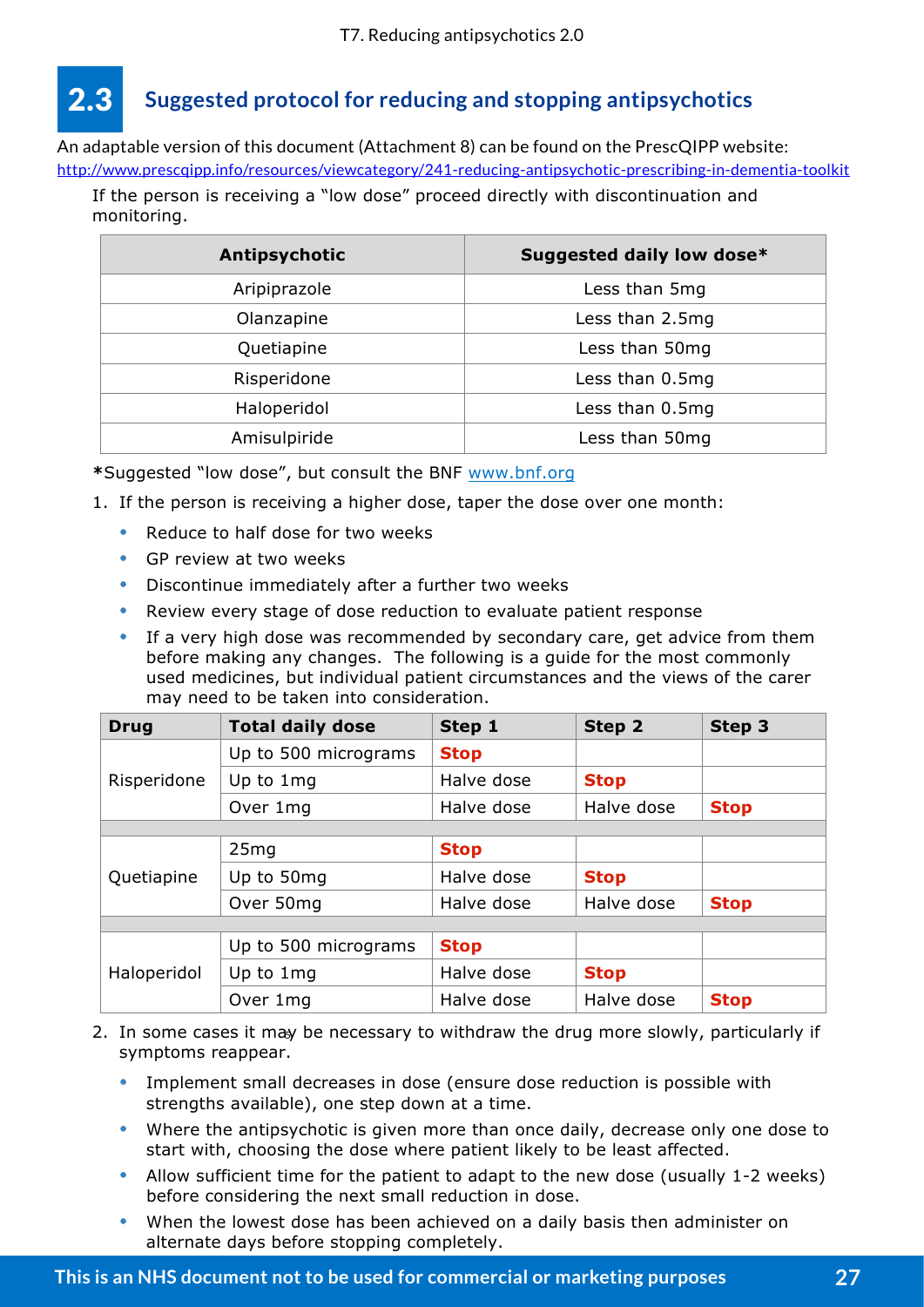## 2.3 Suggested protocol for reducing and stopping antipsychotics

An adaptable version of this document (Attachment 8) can be found on the PrescQIPP website: http://www.prescqipp.info/resources/viewcategory/241-reducing-antipsychotic-prescribing-in-dementia-toolkit

If the person is receiving a "low dose" proceed directly with discontinuation and monitoring.

| Antipsychotic | Suggested daily low dose* |
|---|---|
| Aripiprazole | Less than 5mg |
| Olanzapine | Less than 2.5mg |
| Quetiapine | Less than 50mg |
| Risperidone | Less than 0.5mg |
| Haloperidol | Less than 0.5mg |
| Amisulpiride | Less than 50mg |

***Suggested "low dose", but consult the BNF www.bnf.org**

1. If the person is receiving a higher dose, taper the dose over one month:
   - Reduce to half dose for two weeks
   - GP review at two weeks
   - Discontinue immediately after a further two weeks
   - Review every stage of dose reduction to evaluate patient response
   - If a very high dose was recommended by secondary care, get advice from them before making any changes. The following is a guide for the most commonly used medicines, but individual patient circumstances and the views of the carer may need to be taken into consideration.

| Drug | Total daily dose | Step 1 | Step 2 | Step 3 |
|---|---|---|---|---|
| Risperidone | Up to 500 micrograms | **Stop** | | |
| | Up to 1mg | Halve dose | **Stop** | |
| | Over 1mg | Halve dose | Halve dose | **Stop** |
| Quetiapine | 25mg | **Stop** | | |
| | Up to 50mg | Halve dose | **Stop** | |
| | Over 50mg | Halve dose | Halve dose | **Stop** |
| Haloperidol | Up to 500 micrograms | **Stop** | | |
| | Up to 1mg | Halve dose | **Stop** | |
| | Over 1mg | Halve dose | Halve dose | **Stop** |

2. In some cases it may be necessary to withdraw the drug more slowly, particularly if symptoms reappear.
   - Implement small decreases in dose (ensure dose reduction is possible with strengths available), one step down at a time.
   - Where the antipsychotic is given more than once daily, decrease only one dose to start with, choosing the dose where patient likely to be least affected.
   - Allow sufficient time for the patient to adapt to the new dose (usually 1-2 weeks) before considering the next small reduction in dose.
   - When the lowest dose has been achieved on a daily basis then administer on alternate days before stopping completely.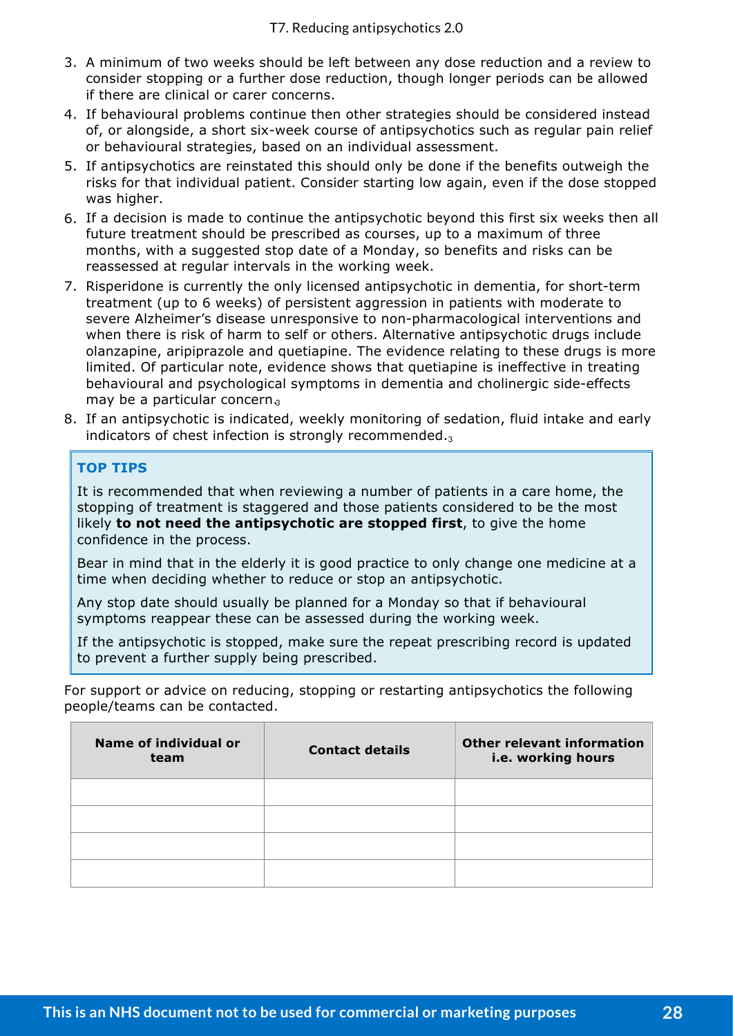3. A minimum of two weeks should be left between any dose reduction and a review to consider stopping or a further dose reduction, though longer periods can be allowed if there are clinical or carer concerns.
4. If behavioural problems continue then other strategies should be considered instead of, or alongside, a short six-week course of antipsychotics such as regular pain relief or behavioural strategies, based on an individual assessment.
5. If antipsychotics are reinstated this should only be done if the benefits outweigh the risks for that individual patient. Consider starting low again, even if the dose stopped was higher.
6. If a decision is made to continue the antipsychotic beyond this first six weeks then all future treatment should be prescribed as courses, up to a maximum of three months, with a suggested stop date of a Monday, so benefits and risks can be reassessed at regular intervals in the working week.
7. Risperidone is currently the only licensed antipsychotic in dementia, for short-term treatment (up to 6 weeks) of persistent aggression in patients with moderate to severe Alzheimer's disease unresponsive to non-pharmacological interventions and when there is risk of harm to self or others. Alternative antipsychotic drugs include olanzapine, aripiprazole and quetiapine. The evidence relating to these drugs is more limited. Of particular note, evidence shows that quetiapine is ineffective in treating behavioural and psychological symptoms in dementia and cholinergic side-effects may be a particular concern.[3]
8. If an antipsychotic is indicated, weekly monitoring of sedation, fluid intake and early indicators of chest infection is strongly recommended.[3]

**TOP TIPS**

It is recommended that when reviewing a number of patients in a care home, the stopping of treatment is staggered and those patients considered to be the most likely **to not need the antipsychotic are stopped first**, to give the home confidence in the process.

Bear in mind that in the elderly it is good practice to only change one medicine at a time when deciding whether to reduce or stop an antipsychotic.

Any stop date should usually be planned for a Monday so that if behavioural symptoms reappear these can be assessed during the working week.

If the antipsychotic is stopped, make sure the repeat prescribing record is updated to prevent a further supply being prescribed.

For support or advice on reducing, stopping or restarting antipsychotics the following people/teams can be contacted.

| Name of individual or team | Contact details | Other relevant information i.e. working hours |
|---|---|---|
| | | |
| | | |
| | | |
| | | |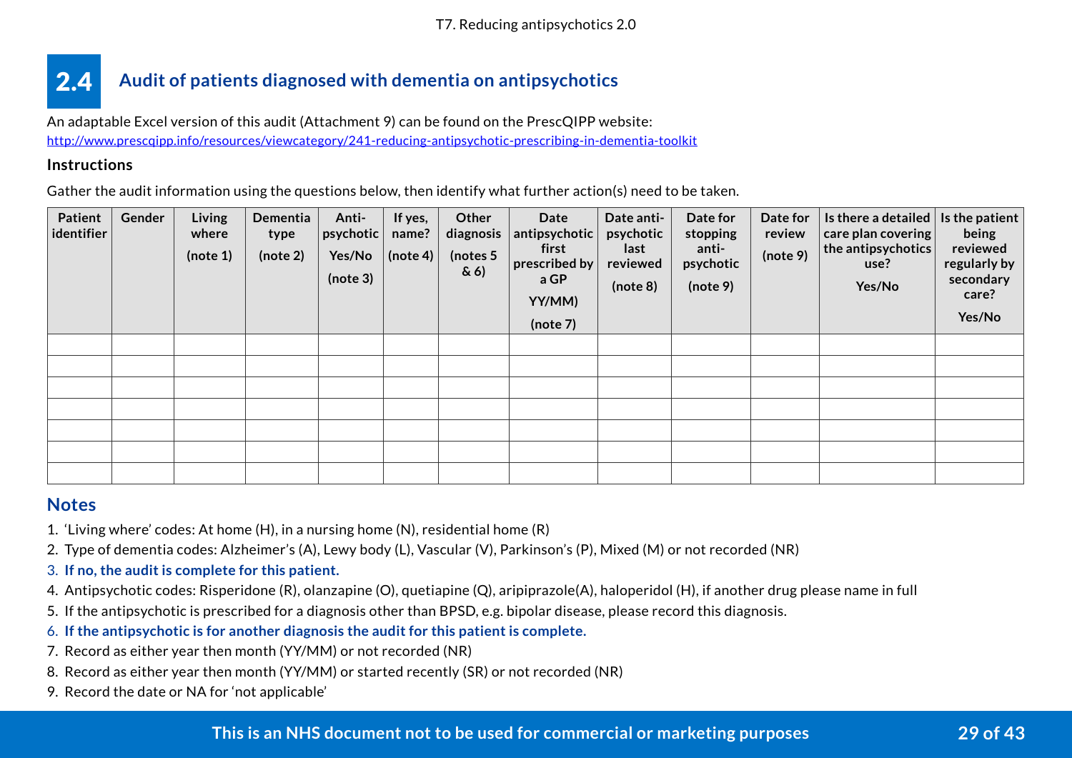## 2.4 Audit of patients diagnosed with dementia on antipsychotics

An adaptable Excel version of this audit (Attachment 9) can be found on the PrescQIPP website: http://www.prescqipp.info/resources/viewcategory/241-reducing-antipsychotic-prescribing-in-dementia-toolkit

**Instructions**

Gather the audit information using the questions below, then identify what further action(s) need to be taken.

| Patient identifier | Gender | Living where (note 1) | Dementia type (note 2) | Anti-psychotic Yes/No (note 3) | If yes, name? (note 4) | Other diagnosis (notes 5 & 6) | Date antipsychotic first prescribed by a GP YY/MM) (note 7) | Date anti-psychotic last reviewed (note 8) | Date for stopping anti-psychotic (note 9) | Date for review (note 9) | Is there a detailed care plan covering the antipsychotics use? Yes/No | Is the patient being reviewed regularly by secondary care? Yes/No |
|---|---|---|---|---|---|---|---|---|---|---|---|---|
| | | | | | | | | | | | | |
| | | | | | | | | | | | | |
| | | | | | | | | | | | | |
| | | | | | | | | | | | | |
| | | | | | | | | | | | | |
| | | | | | | | | | | | | |
| | | | | | | | | | | | | |

### Notes

1. 'Living where' codes: At home (H), in a nursing home (N), residential home (R)
2. Type of dementia codes: Alzheimer's (A), Lewy body (L), Vascular (V), Parkinson's (P), Mixed (M) or not recorded (NR)
3. **If no, the audit is complete for this patient.**
4. Antipsychotic codes: Risperidone (R), olanzapine (O), quetiapine (Q), aripiprazole(A), haloperidol (H), if another drug please name in full
5. If the antipsychotic is prescribed for a diagnosis other than BPSD, e.g. bipolar disease, please record this diagnosis.
6. **If the antipsychotic is for another diagnosis the audit for this patient is complete.**
7. Record as either year then month (YY/MM) or not recorded (NR)
8. Record as either year then month (YY/MM) or started recently (SR) or not recorded (NR)
9. Record the date or NA for 'not applicable'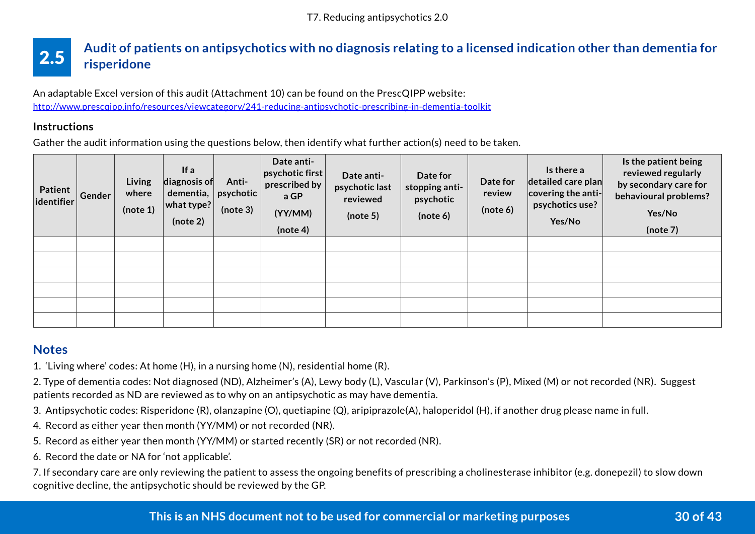## 2.5 Audit of patients on antipsychotics with no diagnosis relating to a licensed indication other than dementia for risperidone

An adaptable Excel version of this audit (Attachment 10) can be found on the PrescQIPP website: http://www.prescqipp.info/resources/viewcategory/241-reducing-antipsychotic-prescribing-in-dementia-toolkit

### Instructions

Gather the audit information using the questions below, then identify what further action(s) need to be taken.

| Patient identifier | Gender | Living where (note 1) | If a diagnosis of dementia, what type? (note 2) | Anti-psychotic (note 3) | Date anti-psychotic first prescribed by a GP (YY/MM) (note 4) | Date anti-psychotic last reviewed (note 5) | Date for stopping anti-psychotic (note 6) | Date for review (note 6) | Is there a detailed care plan covering the anti-psychotics use? Yes/No | Is the patient being reviewed regularly by secondary care for behavioural problems? Yes/No (note 7) |
|---|---|---|---|---|---|---|---|---|---|---|
| | | | | | | | | | | |
| | | | | | | | | | | |
| | | | | | | | | | | |
| | | | | | | | | | | |
| | | | | | | | | | | |
| | | | | | | | | | | |

### Notes

1. 'Living where' codes: At home (H), in a nursing home (N), residential home (R).
2. Type of dementia codes: Not diagnosed (ND), Alzheimer's (A), Lewy body (L), Vascular (V), Parkinson's (P), Mixed (M) or not recorded (NR). Suggest patients recorded as ND are reviewed as to why on an antipsychotic as may have dementia.
3. Antipsychotic codes: Risperidone (R), olanzapine (O), quetiapine (Q), aripiprazole(A), haloperidol (H), if another drug please name in full.
4. Record as either year then month (YY/MM) or not recorded (NR).
5. Record as either year then month (YY/MM) or started recently (SR) or not recorded (NR).
6. Record the date or NA for 'not applicable'.
7. If secondary care are only reviewing the patient to assess the ongoing benefits of prescribing a cholinesterase inhibitor (e.g. donepezil) to slow down cognitive decline, the antipsychotic should be reviewed by the GP.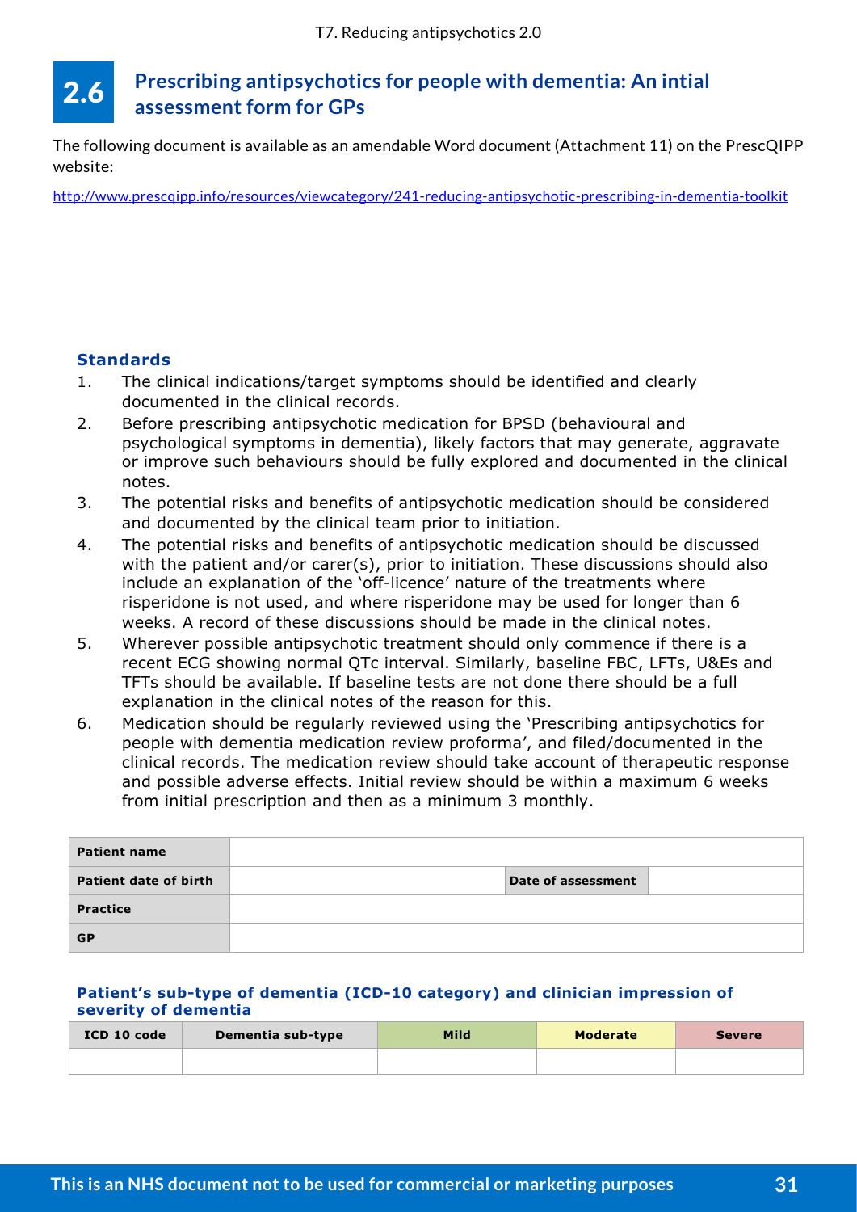## 2.6 Prescribing antipsychotics for people with dementia: An intial assessment form for GPs

The following document is available as an amendable Word document (Attachment 11) on the PrescQIPP website:

http://www.prescqipp.info/resources/viewcategory/241-reducing-antipsychotic-prescribing-in-dementia-toolkit

### Standards

1. The clinical indications/target symptoms should be identified and clearly documented in the clinical records.
2. Before prescribing antipsychotic medication for BPSD (behavioural and psychological symptoms in dementia), likely factors that may generate, aggravate or improve such behaviours should be fully explored and documented in the clinical notes.
3. The potential risks and benefits of antipsychotic medication should be considered and documented by the clinical team prior to initiation.
4. The potential risks and benefits of antipsychotic medication should be discussed with the patient and/or carer(s), prior to initiation. These discussions should also include an explanation of the 'off-licence' nature of the treatments where risperidone is not used, and where risperidone may be used for longer than 6 weeks. A record of these discussions should be made in the clinical notes.
5. Wherever possible antipsychotic treatment should only commence if there is a recent ECG showing normal QTc interval. Similarly, baseline FBC, LFTs, U&Es and TFTs should be available. If baseline tests are not done there should be a full explanation in the clinical notes of the reason for this.
6. Medication should be regularly reviewed using the 'Prescribing antipsychotics for people with dementia medication review proforma', and filed/documented in the clinical records. The medication review should take account of therapeutic response and possible adverse effects. Initial review should be within a maximum 6 weeks from initial prescription and then as a minimum 3 monthly.

| **Patient name** | | | |
|---|---|---|---|
| **Patient date of birth** | | **Date of assessment** | |
| **Practice** | | | |
| **GP** | | | |

### Patient's sub-type of dementia (ICD-10 category) and clinician impression of severity of dementia

| ICD 10 code | Dementia sub-type | Mild | Moderate | Severe |
|---|---|---|---|---|
| | | | | |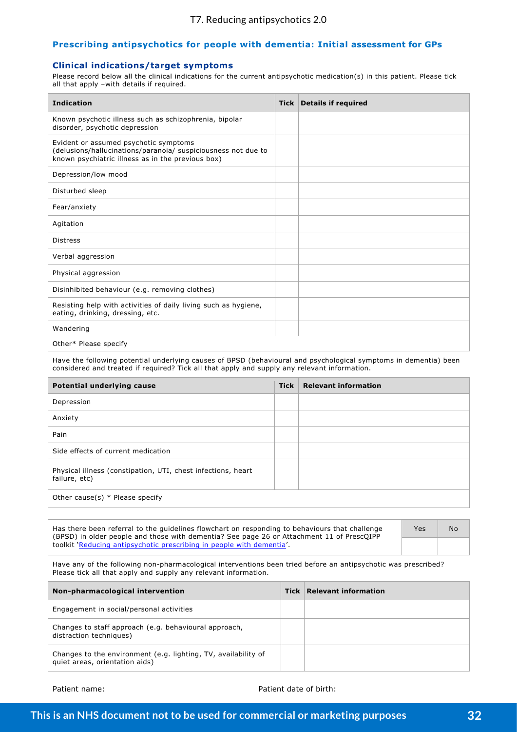## Prescribing antipsychotics for people with dementia: Initial assessment for GPs

### Clinical indications/target symptoms

Please record below all the clinical indications for the current antipsychotic medication(s) in this patient. Please tick all that apply –with details if required.

| Indication | Tick | Details if required |
|---|---|---|
| Known psychotic illness such as schizophrenia, bipolar disorder, psychotic depression | | |
| Evident or assumed psychotic symptoms (delusions/hallucinations/paranoia/ suspiciousness not due to known psychiatric illness as in the previous box) | | |
| Depression/low mood | | |
| Disturbed sleep | | |
| Fear/anxiety | | |
| Agitation | | |
| Distress | | |
| Verbal aggression | | |
| Physical aggression | | |
| Disinhibited behaviour (e.g. removing clothes) | | |
| Resisting help with activities of daily living such as hygiene, eating, drinking, dressing, etc. | | |
| Wandering | | |
| Other* Please specify | | |

Have the following potential underlying causes of BPSD (behavioural and psychological symptoms in dementia) been considered and treated if required? Tick all that apply and supply any relevant information.

| Potential underlying cause | Tick | Relevant information |
|---|---|---|
| Depression | | |
| Anxiety | | |
| Pain | | |
| Side effects of current medication | | |
| Physical illness (constipation, UTI, chest infections, heart failure, etc) | | |
| Other cause(s) * Please specify | | |

| | Yes | No |
|---|---|---|
| Has there been referral to the guidelines flowchart on responding to behaviours that challenge (BPSD) in older people and those with dementia? See page 26 or Attachment 11 of PrescQIPP toolkit 'Reducing antipsychotic prescribing in people with dementia'. | | |

Have any of the following non-pharmacological interventions been tried before an antipsychotic was prescribed? Please tick all that apply and supply any relevant information.

| Non-pharmacological intervention | Tick | Relevant information |
|---|---|---|
| Engagement in social/personal activities | | |
| Changes to staff approach (e.g. behavioural approach, distraction techniques) | | |
| Changes to the environment (e.g. lighting, TV, availability of quiet areas, orientation aids) | | |

Patient name: Patient date of birth: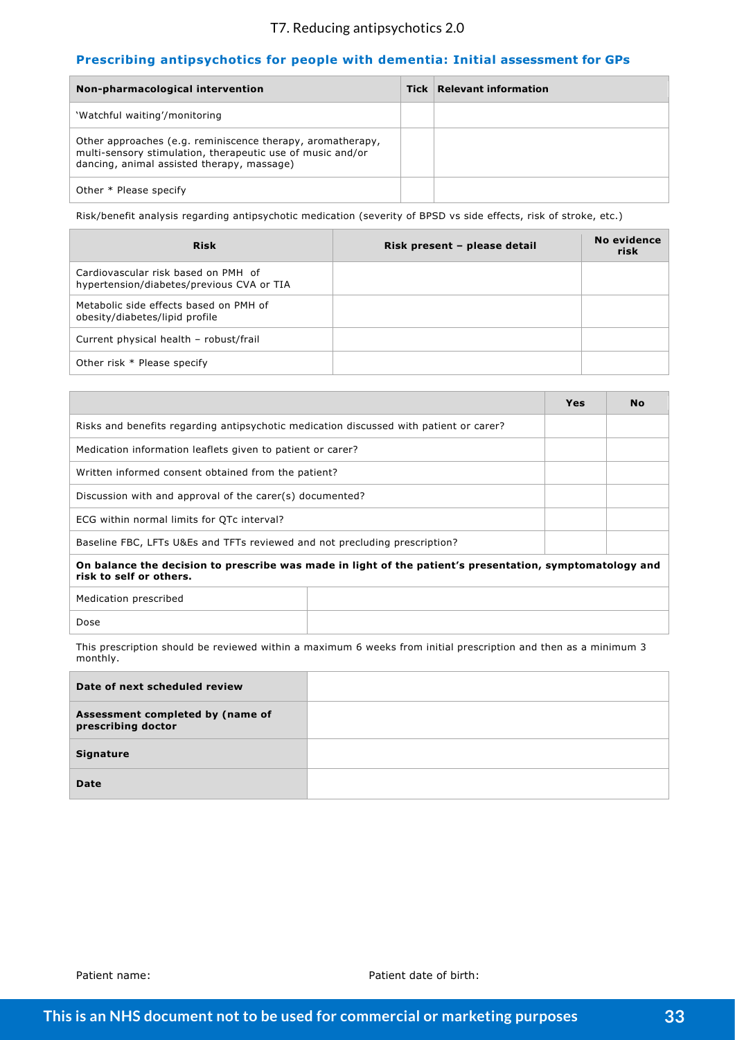## Prescribing antipsychotics for people with dementia: Initial assessment for GPs

| Non-pharmacological intervention | Tick | Relevant information |
|---|---|---|
| 'Watchful waiting'/monitoring | | |
| Other approaches (e.g. reminiscence therapy, aromatherapy, multi-sensory stimulation, therapeutic use of music and/or dancing, animal assisted therapy, massage) | | |
| Other * Please specify | | |

Risk/benefit analysis regarding antipsychotic medication (severity of BPSD vs side effects, risk of stroke, etc.)

| Risk | Risk present – please detail | No evidence risk |
|---|---|---|
| Cardiovascular risk based on PMH of hypertension/diabetes/previous CVA or TIA | | |
| Metabolic side effects based on PMH of obesity/diabetes/lipid profile | | |
| Current physical health – robust/frail | | |
| Other risk * Please specify | | |

| | Yes | No |
|---|---|---|
| Risks and benefits regarding antipsychotic medication discussed with patient or carer? | | |
| Medication information leaflets given to patient or carer? | | |
| Written informed consent obtained from the patient? | | |
| Discussion with and approval of the carer(s) documented? | | |
| ECG within normal limits for QTc interval? | | |
| Baseline FBC, LFTs U&Es and TFTs reviewed and not precluding prescription? | | |

**On balance the decision to prescribe was made in light of the patient's presentation, symptomatology and risk to self or others.**

| Medication prescribed | |
|---|---|
| Dose | |

This prescription should be reviewed within a maximum 6 weeks from initial prescription and then as a minimum 3 monthly.

| **Date of next scheduled review** | |
|---|---|
| **Assessment completed by (name of prescribing doctor** | |
| **Signature** | |
| **Date** | |

Patient name: Patient date of birth: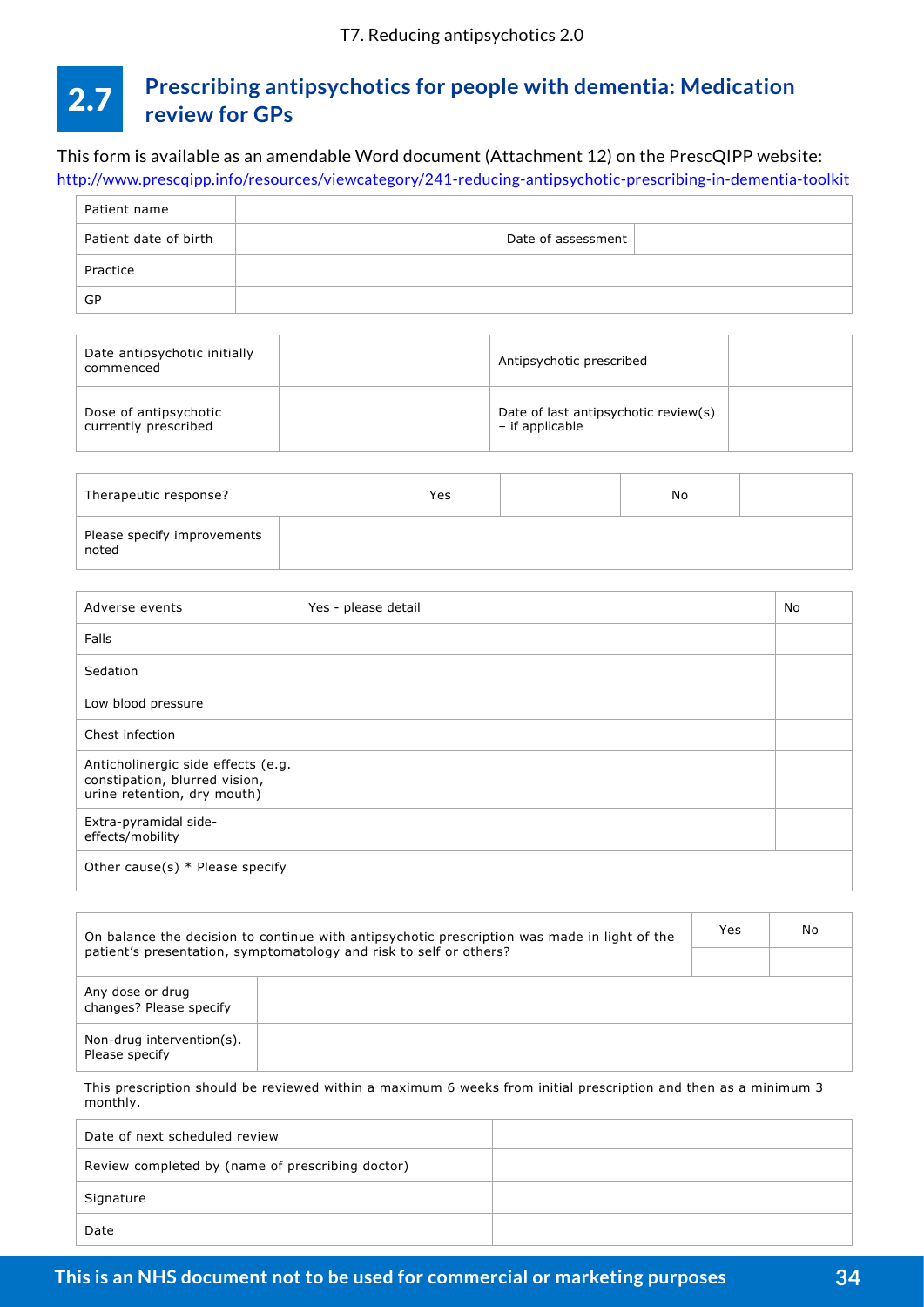## 2.7 Prescribing antipsychotics for people with dementia: Medication review for GPs

This form is available as an amendable Word document (Attachment 12) on the PrescQIPP website: http://www.prescqipp.info/resources/viewcategory/241-reducing-antipsychotic-prescribing-in-dementia-toolkit

| Patient name | | | |
|---|---|---|---|
| Patient date of birth | | Date of assessment | |
| Practice | | | |
| GP | | | |

| Date antipsychotic initially commenced | | Antipsychotic prescribed | |
|---|---|---|---|
| Dose of antipsychotic currently prescribed | | Date of last antipsychotic review(s) – if applicable | |

| Therapeutic response? | Yes | | No | |
|---|---|---|---|---|
| Please specify improvements noted | | | | |

| Adverse events | Yes - please detail | No |
|---|---|---|
| Falls | | |
| Sedation | | |
| Low blood pressure | | |
| Chest infection | | |
| Anticholinergic side effects (e.g. constipation, blurred vision, urine retention, dry mouth) | | |
| Extra-pyramidal side-effects/mobility | | |
| Other cause(s) * Please specify | | |

| On balance the decision to continue with antipsychotic prescription was made in light of the patient's presentation, symptomatology and risk to self or others? | Yes | No |
|---|---|---|
| | | |
| Any dose or drug changes? Please specify | | |
| Non-drug intervention(s). Please specify | | |

This prescription should be reviewed within a maximum 6 weeks from initial prescription and then as a minimum 3 monthly.

| Date of next scheduled review | |
|---|---|
| Review completed by (name of prescribing doctor) | |
| Signature | |
| Date | |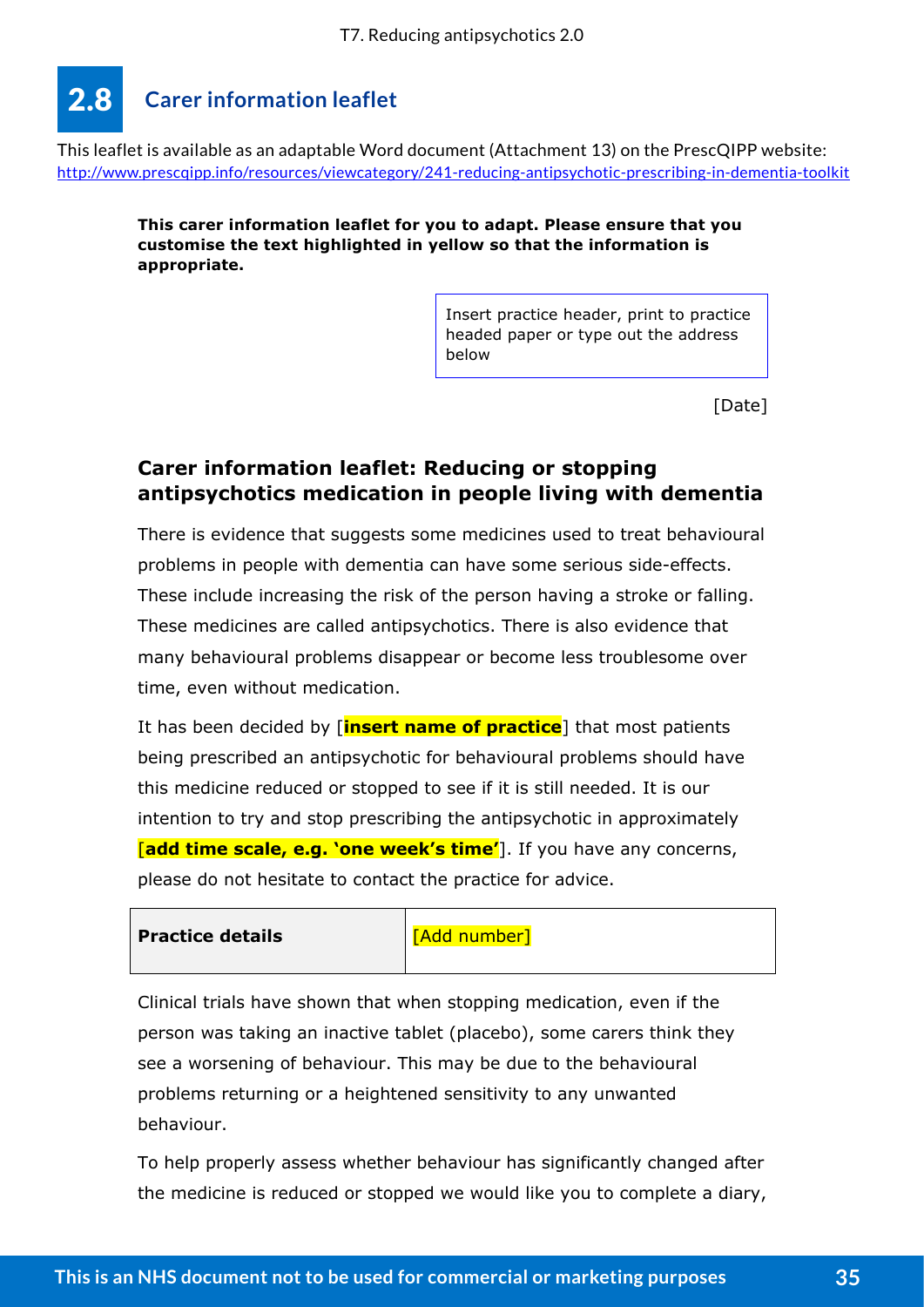## 2.8 Carer information leaflet

This leaflet is available as an adaptable Word document (Attachment 13) on the PrescQIPP website: http://www.prescqipp.info/resources/viewcategory/241-reducing-antipsychotic-prescribing-in-dementia-toolkit

**This carer information leaflet for you to adapt. Please ensure that you customise the text highlighted in yellow so that the information is appropriate.**

Insert practice header, print to practice headed paper or type out the address below

[Date]

### Carer information leaflet: Reducing or stopping antipsychotics medication in people living with dementia

There is evidence that suggests some medicines used to treat behavioural problems in people with dementia can have some serious side-effects. These include increasing the risk of the person having a stroke or falling. These medicines are called antipsychotics. There is also evidence that many behavioural problems disappear or become less troublesome over time, even without medication.

It has been decided by [**insert name of practice**] that most patients being prescribed an antipsychotic for behavioural problems should have this medicine reduced or stopped to see if it is still needed. It is our intention to try and stop prescribing the antipsychotic in approximately [**add time scale, e.g. 'one week's time'**]. If you have any concerns, please do not hesitate to contact the practice for advice.

| **Practice details** | [Add number] |
|---|---|

Clinical trials have shown that when stopping medication, even if the person was taking an inactive tablet (placebo), some carers think they see a worsening of behaviour. This may be due to the behavioural problems returning or a heightened sensitivity to any unwanted behaviour.

To help properly assess whether behaviour has significantly changed after the medicine is reduced or stopped we would like you to complete a diary,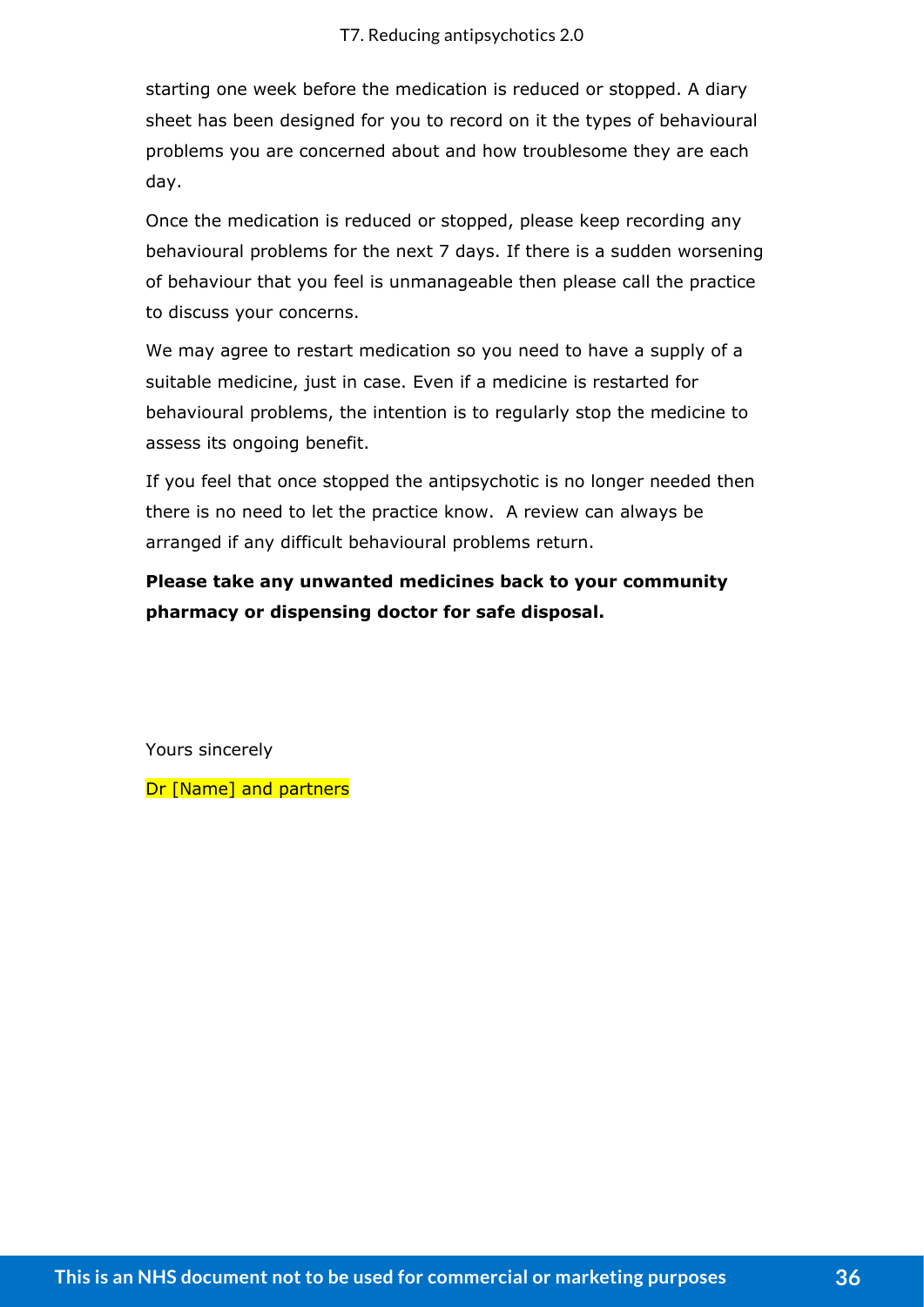starting one week before the medication is reduced or stopped. A diary sheet has been designed for you to record on it the types of behavioural problems you are concerned about and how troublesome they are each day.

Once the medication is reduced or stopped, please keep recording any behavioural problems for the next 7 days. If there is a sudden worsening of behaviour that you feel is unmanageable then please call the practice to discuss your concerns.

We may agree to restart medication so you need to have a supply of a suitable medicine, just in case. Even if a medicine is restarted for behavioural problems, the intention is to regularly stop the medicine to assess its ongoing benefit.

If you feel that once stopped the antipsychotic is no longer needed then there is no need to let the practice know. A review can always be arranged if any difficult behavioural problems return.

**Please take any unwanted medicines back to your community pharmacy or dispensing doctor for safe disposal.**

Yours sincerely

Dr [Name] and partners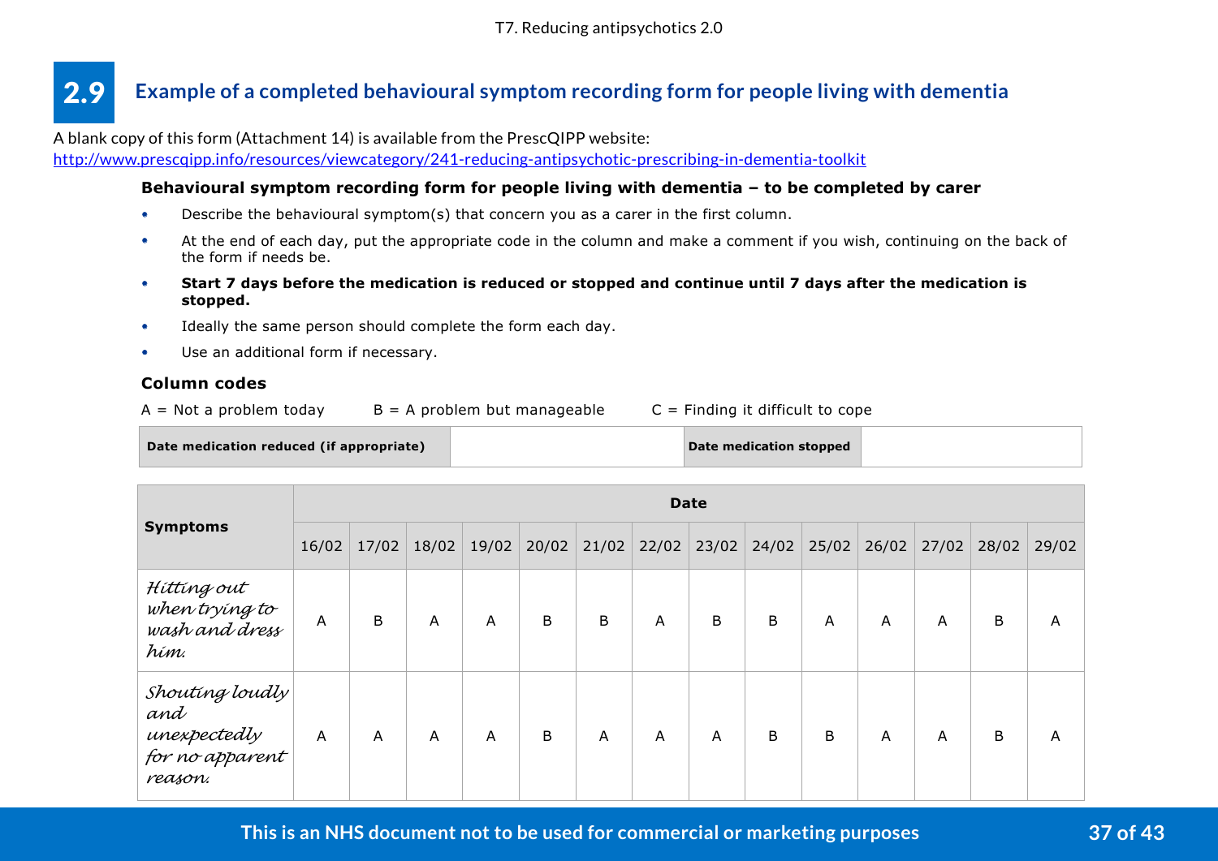## 2.9 Example of a completed behavioural symptom recording form for people living with dementia

A blank copy of this form (Attachment 14) is available from the PrescQIPP website:
http://www.prescqipp.info/resources/viewcategory/241-reducing-antipsychotic-prescribing-in-dementia-toolkit

**Behavioural symptom recording form for people living with dementia – to be completed by carer**

- Describe the behavioural symptom(s) that concern you as a carer in the first column.
- At the end of each day, put the appropriate code in the column and make a comment if you wish, continuing on the back of the form if needs be.
- **Start 7 days before the medication is reduced or stopped and continue until 7 days after the medication is stopped.**
- Ideally the same person should complete the form each day.
- Use an additional form if necessary.

**Column codes**

A = Not a problem today    B = A problem but manageable    C = Finding it difficult to cope

| Date medication reduced (if appropriate) | | Date medication stopped | |
|---|---|---|---|

| Symptoms | Date | | | | | | | | | | | | | |
|---|---|---|---|---|---|---|---|---|---|---|---|---|---|---|
| | 16/02 | 17/02 | 18/02 | 19/02 | 20/02 | 21/02 | 22/02 | 23/02 | 24/02 | 25/02 | 26/02 | 27/02 | 28/02 | 29/02 |
| *Hitting out when trying to wash and dress him.* | A | B | A | A | B | B | A | B | B | A | A | A | B | A |
| *Shouting loudly and unexpectedly for no apparent reason.* | A | A | A | A | B | A | A | A | B | B | A | A | B | A |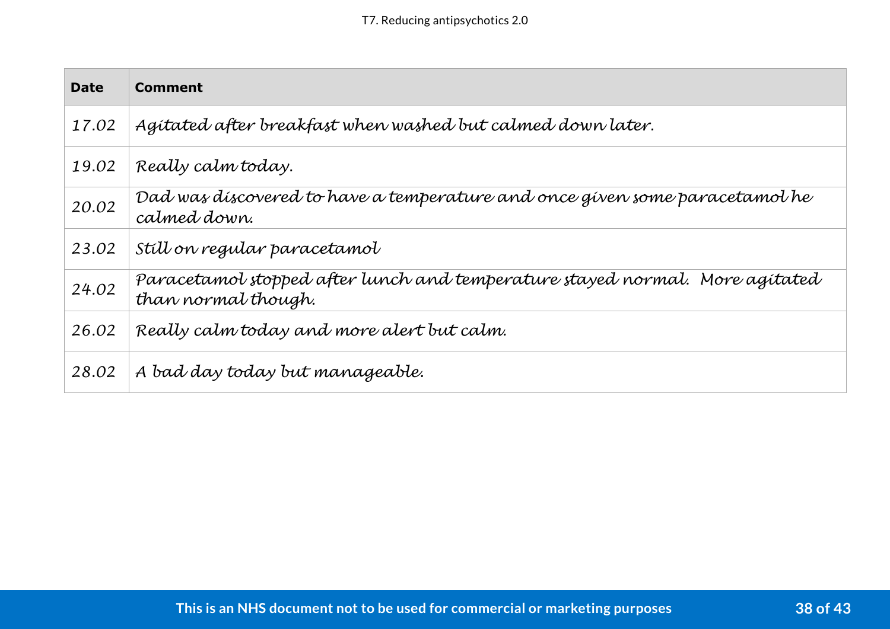| Date | Comment |
|---|---|
| *17.02* | *Agitated after breakfast when washed but calmed down later.* |
| *19.02* | *Really calm today.* |
| *20.02* | *Dad was discovered to have a temperature and once given some paracetamol he calmed down.* |
| *23.02* | *Still on regular paracetamol* |
| *24.02* | *Paracetamol stopped after lunch and temperature stayed normal. More agitated than normal though.* |
| *26.02* | *Really calm today and more alert but calm.* |
| *28.02* | *A bad day today but manageable.* |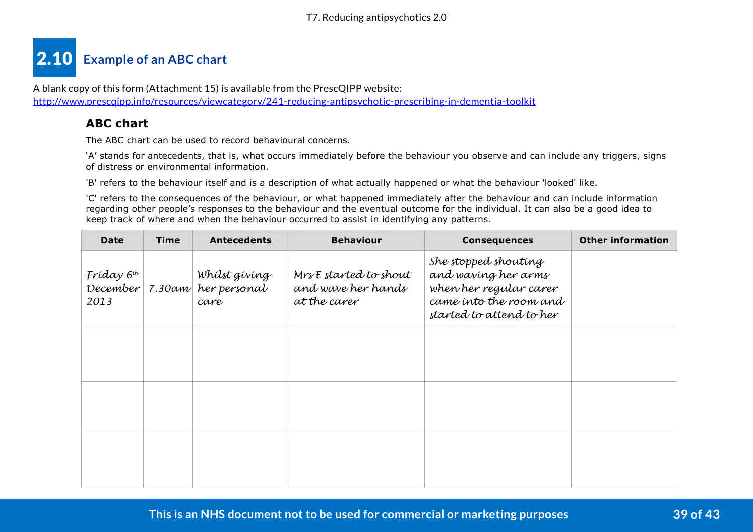## 2.10 Example of an ABC chart

A blank copy of this form (Attachment 15) is available from the PrescQIPP website:
[http://www.prescqipp.info/resources/viewcategory/241-reducing-antipsychotic-prescribing-in-dementia-toolkit](http://www.prescqipp.info/resources/viewcategory/241-reducing-antipsychotic-prescribing-in-dementia-toolkit)

### ABC chart

The ABC chart can be used to record behavioural concerns.

'A' stands for antecedents, that is, what occurs immediately before the behaviour you observe and can include any triggers, signs of distress or environmental information.

'B' refers to the behaviour itself and is a description of what actually happened or what the behaviour 'looked' like.

'C' refers to the consequences of the behaviour, or what happened immediately after the behaviour and can include information regarding other people's responses to the behaviour and the eventual outcome for the individual. It can also be a good idea to keep track of where and when the behaviour occurred to assist in identifying any patterns.

| Date | Time | Antecedents | Behaviour | Consequences | Other information |
|---|---|---|---|---|---|
| *Friday 6th December 2013* | *7.30am* | *Whilst giving her personal care* | *Mrs E started to shout and wave her hands at the carer* | *She stopped shouting and waving her arms when her regular carer came into the room and started to attend to her* | |
| | | | | | |
| | | | | | |
| | | | | | |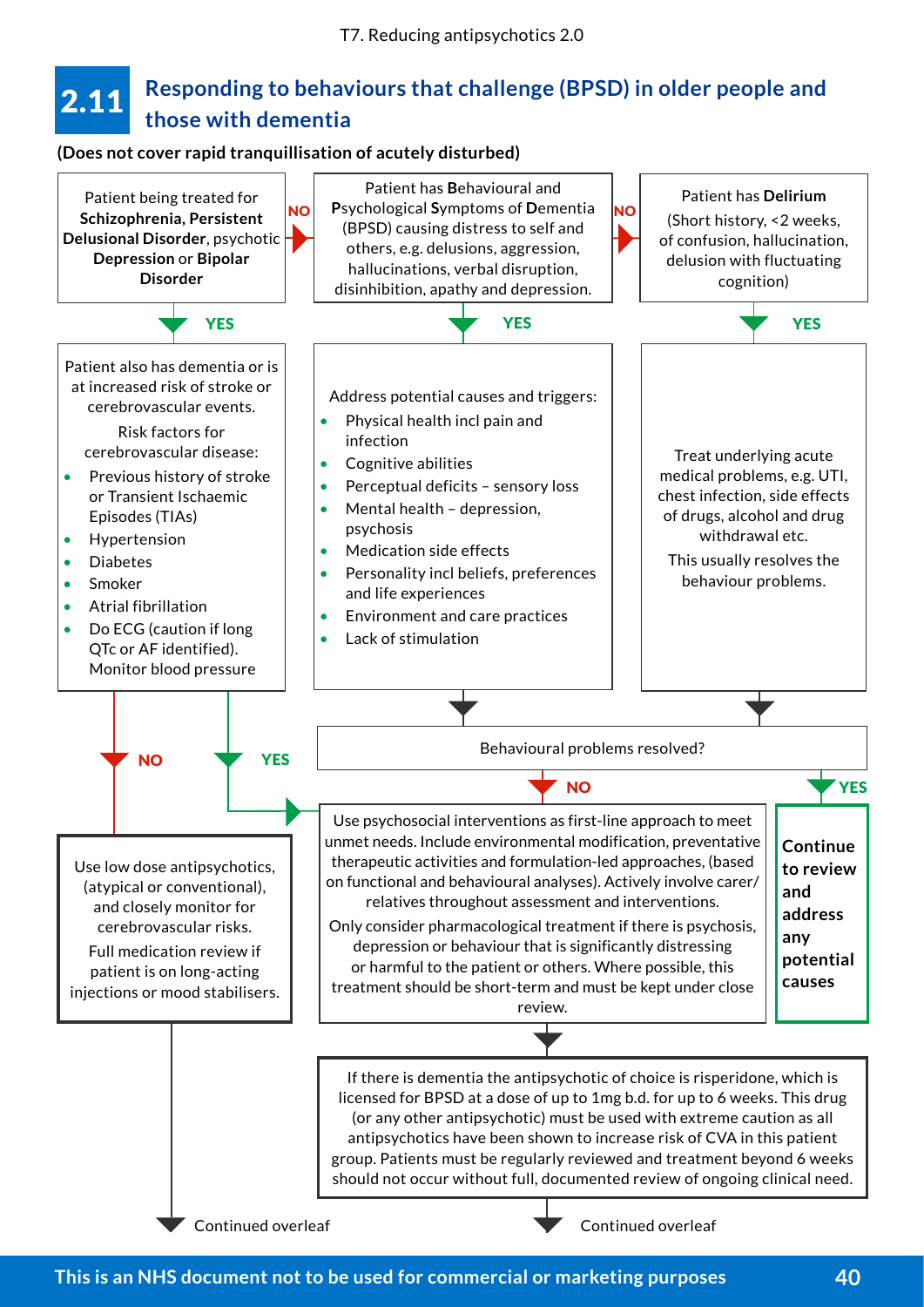## 2.11 Responding to behaviours that challenge (BPSD) in older people and those with dementia

**(Does not cover rapid tranquillisation of acutely disturbed)**

Patient being treated for **Schizophrenia, Persistent Delusional Disorder**, psychotic **Depression** or **Bipolar Disorder**

- **YES** →

Patient also has dementia or is at increased risk of stroke or cerebrovascular events.

Risk factors for cerebrovascular disease:

- Previous history of stroke or Transient Ischaemic Episodes (TIAs)
- Hypertension
- Diabetes
- Smoker
- Atrial fibrillation
- Do ECG (caution if long QTc or AF identified). Monitor blood pressure

  - **NO** → Use low dose antipsychotics, (atypical or conventional), and closely monitor for cerebrovascular risks. Full medication review if patient is on long-acting injections or mood stabilisers. → Continued overleaf
  - **YES** → Use psychosocial interventions (see below)

- **NO** →

Patient has **B**ehavioural and **P**sychological **S**ymptoms of **D**ementia (BPSD) causing distress to self and others, e.g. delusions, aggression, hallucinations, verbal disruption, disinhibition, apathy and depression.

- **YES** →

Address potential causes and triggers:

- Physical health incl pain and infection
- Cognitive abilities
- Perceptual deficits – sensory loss
- Mental health – depression, psychosis
- Medication side effects
- Personality incl beliefs, preferences and life experiences
- Environment and care practices
- Lack of stimulation

- **NO** →

Patient has **Delirium**

(Short history, <2 weeks, of confusion, hallucination, delusion with fluctuating cognition)

- **YES** →

Treat underlying acute medical problems, e.g. UTI, chest infection, side effects of drugs, alcohol and drug withdrawal etc.

This usually resolves the behaviour problems.

Behavioural problems resolved?

- **YES** → **Continue to review and address any potential causes**
- **NO** →

Use psychosocial interventions as first-line approach to meet unmet needs. Include environmental modification, preventative therapeutic activities and formulation-led approaches, (based on functional and behavioural analyses). Actively involve carer/relatives throughout assessment and interventions.

Only consider pharmacological treatment if there is psychosis, depression or behaviour that is significantly distressing or harmful to the patient or others. Where possible, this treatment should be short-term and must be kept under close review.

↓

If there is dementia the antipsychotic of choice is risperidone, which is licensed for BPSD at a dose of up to 1mg b.d. for up to 6 weeks. This drug (or any other antipsychotic) must be used with extreme caution as all antipsychotics have been shown to increase risk of CVA in this patient group. Patients must be regularly reviewed and treatment beyond 6 weeks should not occur without full, documented review of ongoing clinical need.

↓ Continued overleaf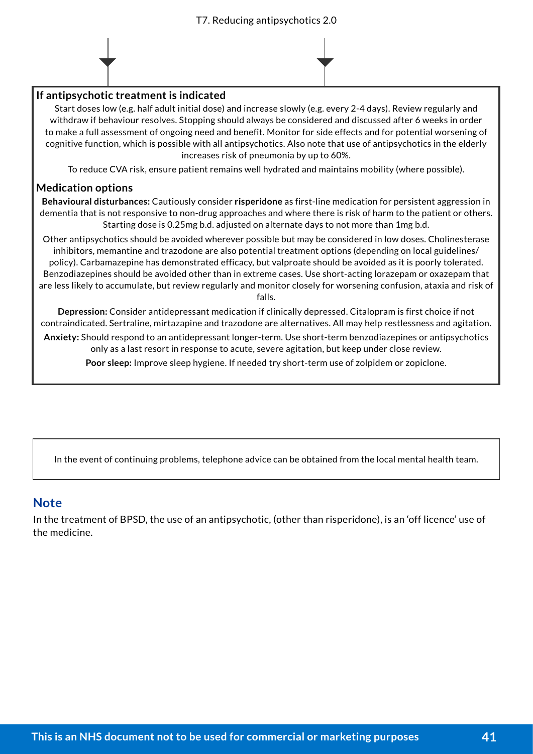### If antipsychotic treatment is indicated

Start doses low (e.g. half adult initial dose) and increase slowly (e.g. every 2-4 days). Review regularly and withdraw if behaviour resolves. Stopping should always be considered and discussed after 6 weeks in order to make a full assessment of ongoing need and benefit. Monitor for side effects and for potential worsening of cognitive function, which is possible with all antipsychotics. Also note that use of antipsychotics in the elderly increases risk of pneumonia by up to 60%.

To reduce CVA risk, ensure patient remains well hydrated and maintains mobility (where possible).

### Medication options

**Behavioural disturbances:** Cautiously consider **risperidone** as first-line medication for persistent aggression in dementia that is not responsive to non-drug approaches and where there is risk of harm to the patient or others. Starting dose is 0.25mg b.d. adjusted on alternate days to not more than 1mg b.d.

Other antipsychotics should be avoided wherever possible but may be considered in low doses. Cholinesterase inhibitors, memantine and trazodone are also potential treatment options (depending on local guidelines/ policy). Carbamazepine has demonstrated efficacy, but valproate should be avoided as it is poorly tolerated. Benzodiazepines should be avoided other than in extreme cases. Use short-acting lorazepam or oxazepam that are less likely to accumulate, but review regularly and monitor closely for worsening confusion, ataxia and risk of falls.

**Depression:** Consider antidepressant medication if clinically depressed. Citalopram is first choice if not contraindicated. Sertraline, mirtazapine and trazodone are alternatives. All may help restlessness and agitation.

**Anxiety:** Should respond to an antidepressant longer-term. Use short-term benzodiazepines or antipsychotics only as a last resort in response to acute, severe agitation, but keep under close review.

**Poor sleep:** Improve sleep hygiene. If needed try short-term use of zolpidem or zopiclone.

In the event of continuing problems, telephone advice can be obtained from the local mental health team.

## Note

In the treatment of BPSD, the use of an antipsychotic, (other than risperidone), is an 'off licence' use of the medicine.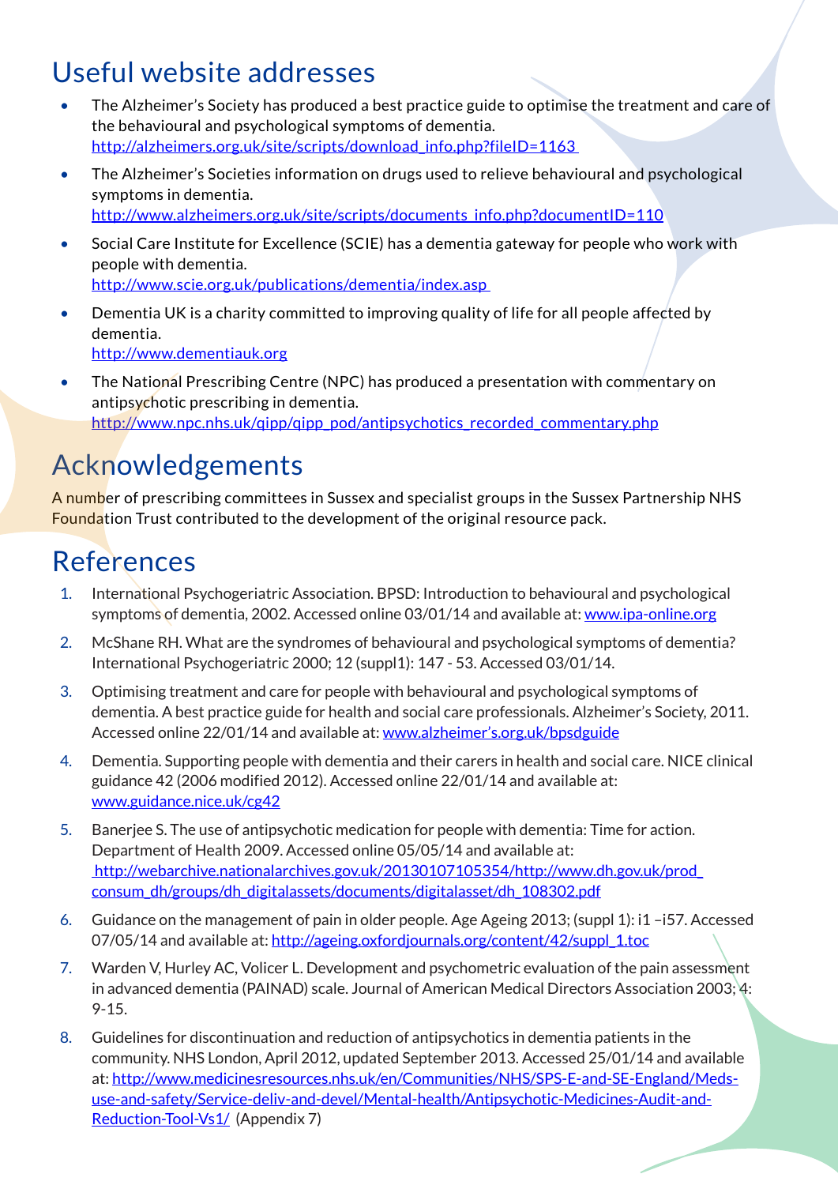## Useful website addresses

- The Alzheimer's Society has produced a best practice guide to optimise the treatment and care of the behavioural and psychological symptoms of dementia.
  http://alzheimers.org.uk/site/scripts/download_info.php?fileID=1163
- The Alzheimer's Societies information on drugs used to relieve behavioural and psychological symptoms in dementia.
  http://www.alzheimers.org.uk/site/scripts/documents_info.php?documentID=110
- Social Care Institute for Excellence (SCIE) has a dementia gateway for people who work with people with dementia.
  http://www.scie.org.uk/publications/dementia/index.asp
- Dementia UK is a charity committed to improving quality of life for all people affected by dementia.
  http://www.dementiauk.org
- The National Prescribing Centre (NPC) has produced a presentation with commentary on antipsychotic prescribing in dementia.
  http://www.npc.nhs.uk/qipp/qipp_pod/antipsychotics_recorded_commentary.php

## Acknowledgements

A number of prescribing committees in Sussex and specialist groups in the Sussex Partnership NHS Foundation Trust contributed to the development of the original resource pack.

## References

1. International Psychogeriatric Association. BPSD: Introduction to behavioural and psychological symptoms of dementia, 2002. Accessed online 03/01/14 and available at: www.ipa-online.org
2. McShane RH. What are the syndromes of behavioural and psychological symptoms of dementia? International Psychogeriatric 2000; 12 (suppl1): 147 - 53. Accessed 03/01/14.
3. Optimising treatment and care for people with behavioural and psychological symptoms of dementia. A best practice guide for health and social care professionals. Alzheimer's Society, 2011. Accessed online 22/01/14 and available at: www.alzheimer's.org.uk/bpsdguide
4. Dementia. Supporting people with dementia and their carers in health and social care. NICE clinical guidance 42 (2006 modified 2012). Accessed online 22/01/14 and available at: www.guidance.nice.uk/cg42
5. Banerjee S. The use of antipsychotic medication for people with dementia: Time for action. Department of Health 2009. Accessed online 05/05/14 and available at: http://webarchive.nationalarchives.gov.uk/20130107105354/http://www.dh.gov.uk/prod_consum_dh/groups/dh_digitalassets/documents/digitalasset/dh_108302.pdf
6. Guidance on the management of pain in older people. Age Ageing 2013; (suppl 1): i1 –i57. Accessed 07/05/14 and available at: http://ageing.oxfordjournals.org/content/42/suppl_1.toc
7. Warden V, Hurley AC, Volicer L. Development and psychometric evaluation of the pain assessment in advanced dementia (PAINAD) scale. Journal of American Medical Directors Association 2003; 4: 9-15.
8. Guidelines for discontinuation and reduction of antipsychotics in dementia patients in the community. NHS London, April 2012, updated September 2013. Accessed 25/01/14 and available at: http://www.medicinesresources.nhs.uk/en/Communities/NHS/SPS-E-and-SE-England/Meds-use-and-safety/Service-deliv-and-devel/Mental-health/Antipsychotic-Medicines-Audit-and-Reduction-Tool-Vs1/ (Appendix 7)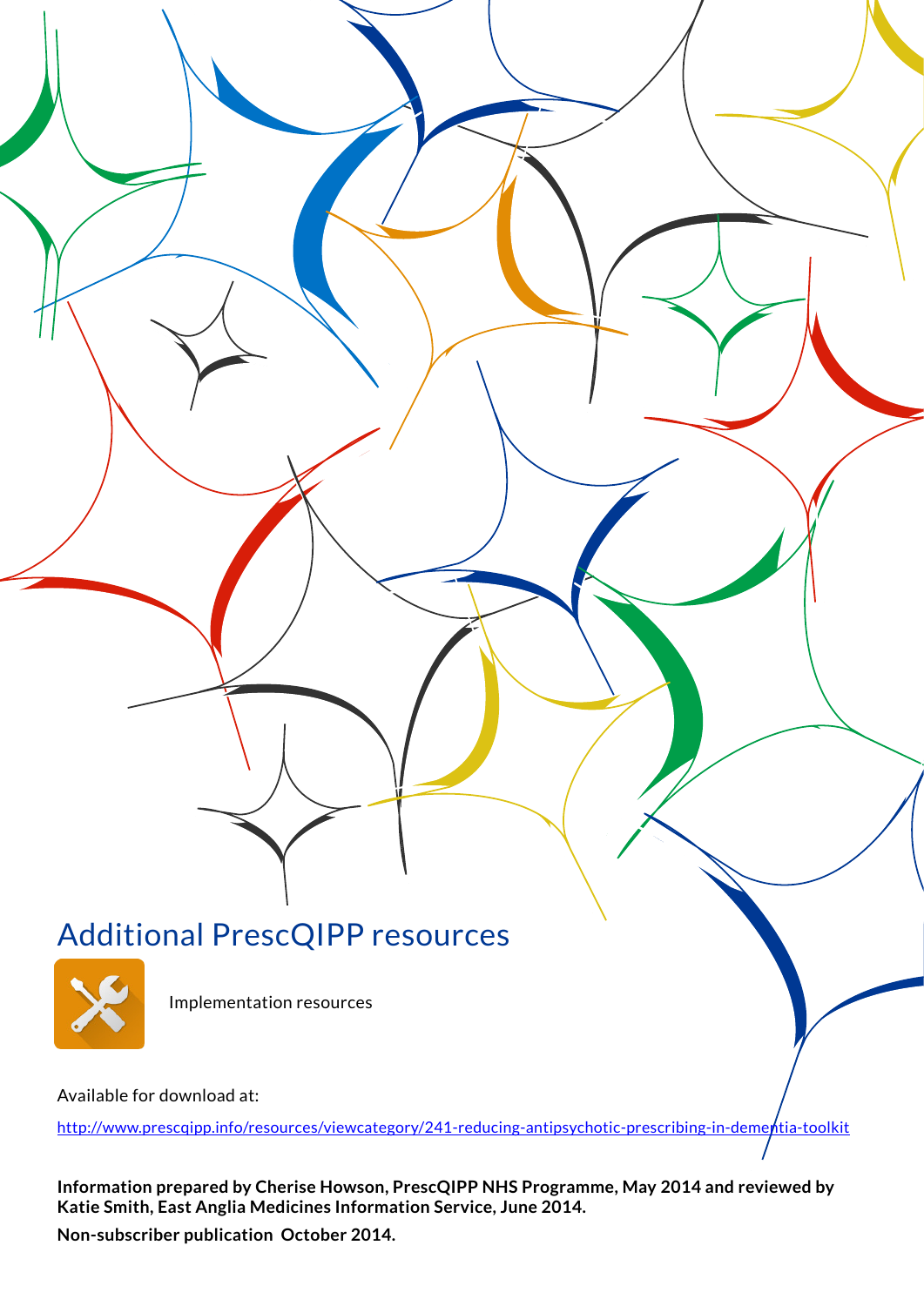# Additional PrescQIPP resources

Implementation resources

Available for download at:

http://www.prescqipp.info/resources/viewcategory/241-reducing-antipsychotic-prescribing-in-dementia-toolkit

**Information prepared by Cherise Howson, PrescQIPP NHS Programme, May 2014 and reviewed by Katie Smith, East Anglia Medicines Information Service, June 2014.**

**Non-subscriber publication October 2014.**